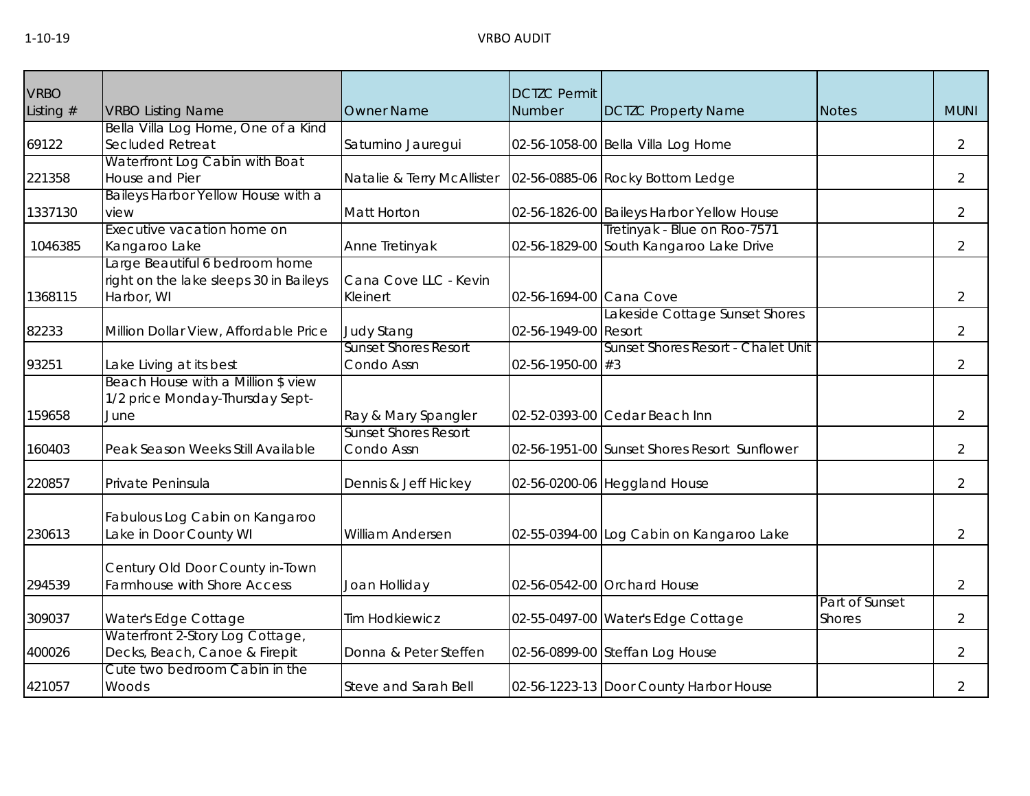1-10-19

# VRBO AUDIT

| VRBO Listing # | VRBO Listing Name | Owner Name | DCTZC Permit Number | DCTZC Property Name | Notes | MUNI |
|---|---|---|---|---|---|---|
| 69122 | Bella Villa Log Home, One of a Kind Secluded Retreat | Saturnino Jauregui | 02-56-1058-00 | Bella Villa Log Home | | 2 |
| 221358 | Waterfront Log Cabin with Boat House and Pier | Natalie & Terry McAllister | 02-56-0885-06 | Rocky Bottom Ledge | | 2 |
| 1337130 | Baileys Harbor Yellow House with a view | Matt Horton | 02-56-1826-00 | Baileys Harbor Yellow House | | 2 |
| 1046385 | Executive vacation home on Kangaroo Lake | Anne Tretinyak | 02-56-1829-00 | Tretinyak - Blue on Roo-7571 South Kangaroo Lake Drive | | 2 |
| 1368115 | Large Beautiful 6 bedroom home right on the lake sleeps 30 in Baileys Harbor, WI | Cana Cove LLC - Kevin Kleinert | 02-56-1694-00 | Cana Cove | | 2 |
| 82233 | Million Dollar View, Affordable Price | Judy Stang | 02-56-1949-00 | Lakeside Cottage Sunset Shores Resort | | 2 |
| 93251 | Lake Living at its best | Sunset Shores Resort Condo Assn | 02-56-1950-00 | Sunset Shores Resort - Chalet Unit #3 | | 2 |
| 159658 | Beach House with a Million $ view 1/2 price Monday-Thursday Sept-June | Ray & Mary Spangler | 02-52-0393-00 | Cedar Beach Inn | | 2 |
| 160403 | Peak Season Weeks Still Available | Sunset Shores Resort Condo Assn | 02-56-1951-00 | Sunset Shores Resort Sunflower | | 2 |
| 220857 | Private Peninsula | Dennis & Jeff Hickey | 02-56-0200-06 | Heggland House | | 2 |
| 230613 | Fabulous Log Cabin on Kangaroo Lake in Door County WI | William Andersen | 02-55-0394-00 | Log Cabin on Kangaroo Lake | | 2 |
| 294539 | Century Old Door County in-Town Farmhouse with Shore Access | Joan Holliday | 02-56-0542-00 | Orchard House | | 2 |
| 309037 | Water's Edge Cottage | Tim Hodkiewicz | 02-55-0497-00 | Water's Edge Cottage | Part of Sunset Shores | 2 |
| 400026 | Waterfront 2-Story Log Cottage, Decks, Beach, Canoe & Firepit | Donna & Peter Steffen | 02-56-0899-00 | Steffan Log House | | 2 |
| 421057 | Cute two bedroom Cabin in the Woods | Steve and Sarah Bell | 02-56-1223-13 | Door County Harbor House | | 2 |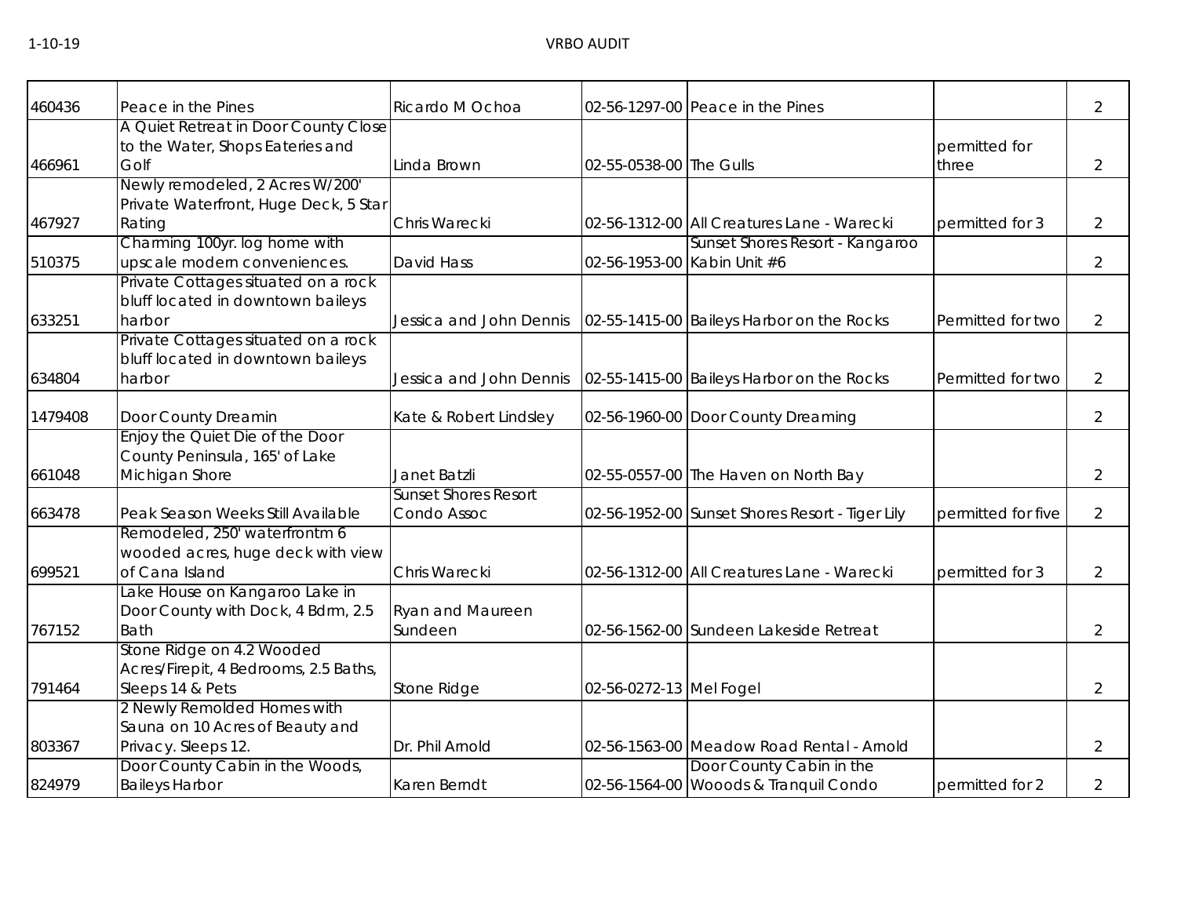| | | | | | | |
|---|---|---|---|---|---|---|
| 460436 | Peace in the Pines | Ricardo M Ochoa | 02-56-1297-00 | Peace in the Pines | | 2 |
| 466961 | A Quiet Retreat in Door County Close to the Water, Shops Eateries and Golf | Linda Brown | 02-55-0538-00 | The Gulls | permitted for three | 2 |
| 467927 | Newly remodeled, 2 Acres W/200' Private Waterfront, Huge Deck, 5 Star Rating | Chris Warecki | 02-56-1312-00 | All Creatures Lane - Warecki | permitted for 3 | 2 |
| 510375 | Charming 100yr. log home with upscale modern conveniences. | David Hass | 02-56-1953-00 | Sunset Shores Resort - Kangaroo Kabin Unit #6 | | 2 |
| 633251 | Private Cottages situated on a rock bluff located in downtown baileys harbor | Jessica and John Dennis | 02-55-1415-00 | Baileys Harbor on the Rocks | Permitted for two | 2 |
| 634804 | Private Cottages situated on a rock bluff located in downtown baileys harbor | Jessica and John Dennis | 02-55-1415-00 | Baileys Harbor on the Rocks | Permitted for two | 2 |
| 1479408 | Door County Dreamin | Kate & Robert Lindsley | 02-56-1960-00 | Door County Dreaming | | 2 |
| 661048 | Enjoy the Quiet Die of the Door County Peninsula, 165' of Lake Michigan Shore | Janet Batzli | 02-55-0557-00 | The Haven on North Bay | | 2 |
| 663478 | Peak Season Weeks Still Available | Sunset Shores Resort Condo Assoc | 02-56-1952-00 | Sunset Shores Resort - Tiger Lily | permitted for five | 2 |
| 699521 | Remodeled, 250' waterfrontm 6 wooded acres, huge deck with view of Cana Island | Chris Warecki | 02-56-1312-00 | All Creatures Lane - Warecki | permitted for 3 | 2 |
| 767152 | Lake House on Kangaroo Lake in Door County with Dock, 4 Bdrm, 2.5 Bath | Ryan and Maureen Sundeen | 02-56-1562-00 | Sundeen Lakeside Retreat | | 2 |
| 791464 | Stone Ridge on 4.2 Wooded Acres/Firepit, 4 Bedrooms, 2.5 Baths, Sleeps 14 & Pets | Stone Ridge | 02-56-0272-13 | Mel Fogel | | 2 |
| 803367 | 2 Newly Remolded Homes with Sauna on 10 Acres of Beauty and Privacy. Sleeps 12. | Dr. Phil Arnold | 02-56-1563-00 | Meadow Road Rental - Arnold | | 2 |
| 824979 | Door County Cabin in the Woods, Baileys Harbor | Karen Berndt | 02-56-1564-00 | Door County Cabin in the Wooods & Tranquil Condo | permitted for 2 | 2 |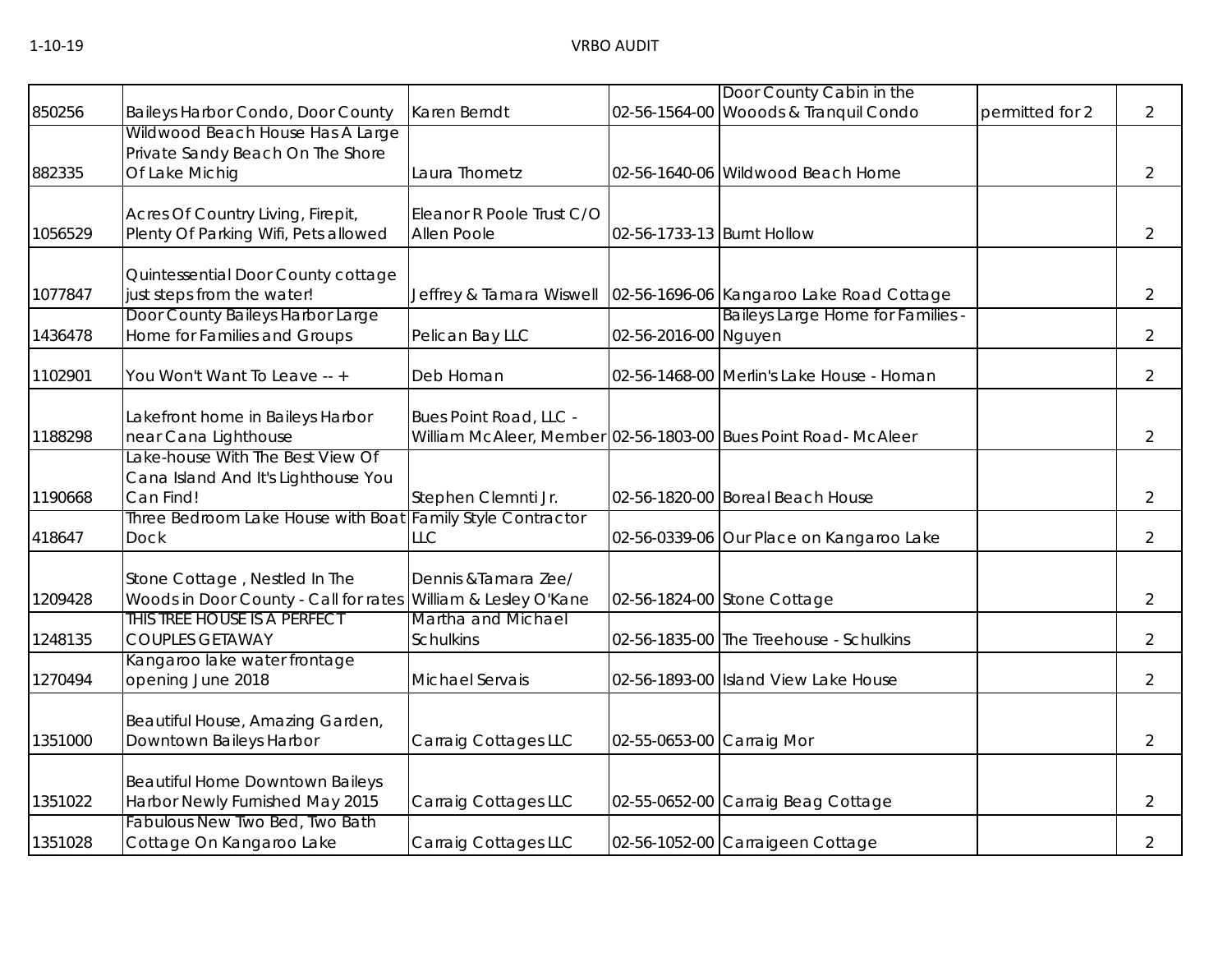| | | | | | | |
|---|---|---|---|---|---|---|
| 850256 | Baileys Harbor Condo, Door County | Karen Berndt | 02-56-1564-00 | Door County Cabin in the Wooods & Tranquil Condo | permitted for 2 | 2 |
| 882335 | Wildwood Beach House Has A Large Private Sandy Beach On The Shore Of Lake Michig | Laura Thometz | 02-56-1640-06 | Wildwood Beach Home | | 2 |
| 1056529 | Acres Of Country Living, Firepit, Plenty Of Parking Wifi, Pets allowed | Eleanor R Poole Trust C/O Allen Poole | 02-56-1733-13 | Burnt Hollow | | 2 |
| 1077847 | Quintessential Door County cottage just steps from the water! | Jeffrey & Tamara Wiswell | 02-56-1696-06 | Kangaroo Lake Road Cottage | | 2 |
| 1436478 | Door County Baileys Harbor Large Home for Families and Groups | Pelican Bay LLC | 02-56-2016-00 | Baileys Large Home for Families - Nguyen | | 2 |
| 1102901 | You Won't Want To Leave -- + | Deb Homan | 02-56-1468-00 | Merlin's Lake House - Homan | | 2 |
| 1188298 | Lakefront home in Baileys Harbor near Cana Lighthouse | Bues Point Road, LLC - William McAleer, Member | 02-56-1803-00 | Bues Point Road- McAleer | | 2 |
| 1190668 | Lake-house With The Best View Of Cana Island And It's Lighthouse You Can Find! | Stephen Clemnti Jr. | 02-56-1820-00 | Boreal Beach House | | 2 |
| 418647 | Three Bedroom Lake House with Boat Dock | Family Style Contractor LLC | 02-56-0339-06 | Our Place on Kangaroo Lake | | 2 |
| 1209428 | Stone Cottage , Nestled In The Woods in Door County - Call for rates | Dennis &Tamara Zee/ William & Lesley O'Kane | 02-56-1824-00 | Stone Cottage | | 2 |
| 1248135 | THIS TREE HOUSE IS A PERFECT COUPLES GETAWAY | Martha and Michael Schulkins | 02-56-1835-00 | The Treehouse - Schulkins | | 2 |
| 1270494 | Kangaroo lake water frontage opening June 2018 | Michael Servais | 02-56-1893-00 | Island View Lake House | | 2 |
| 1351000 | Beautiful House, Amazing Garden, Downtown Baileys Harbor | Carraig Cottages LLC | 02-55-0653-00 | Carraig Mor | | 2 |
| 1351022 | Beautiful Home Downtown Baileys Harbor Newly Furnished May 2015 | Carraig Cottages LLC | 02-55-0652-00 | Carraig Beag Cottage | | 2 |
| 1351028 | Fabulous New Two Bed, Two Bath Cottage On Kangaroo Lake | Carraig Cottages LLC | 02-56-1052-00 | Carraigeen Cottage | | 2 |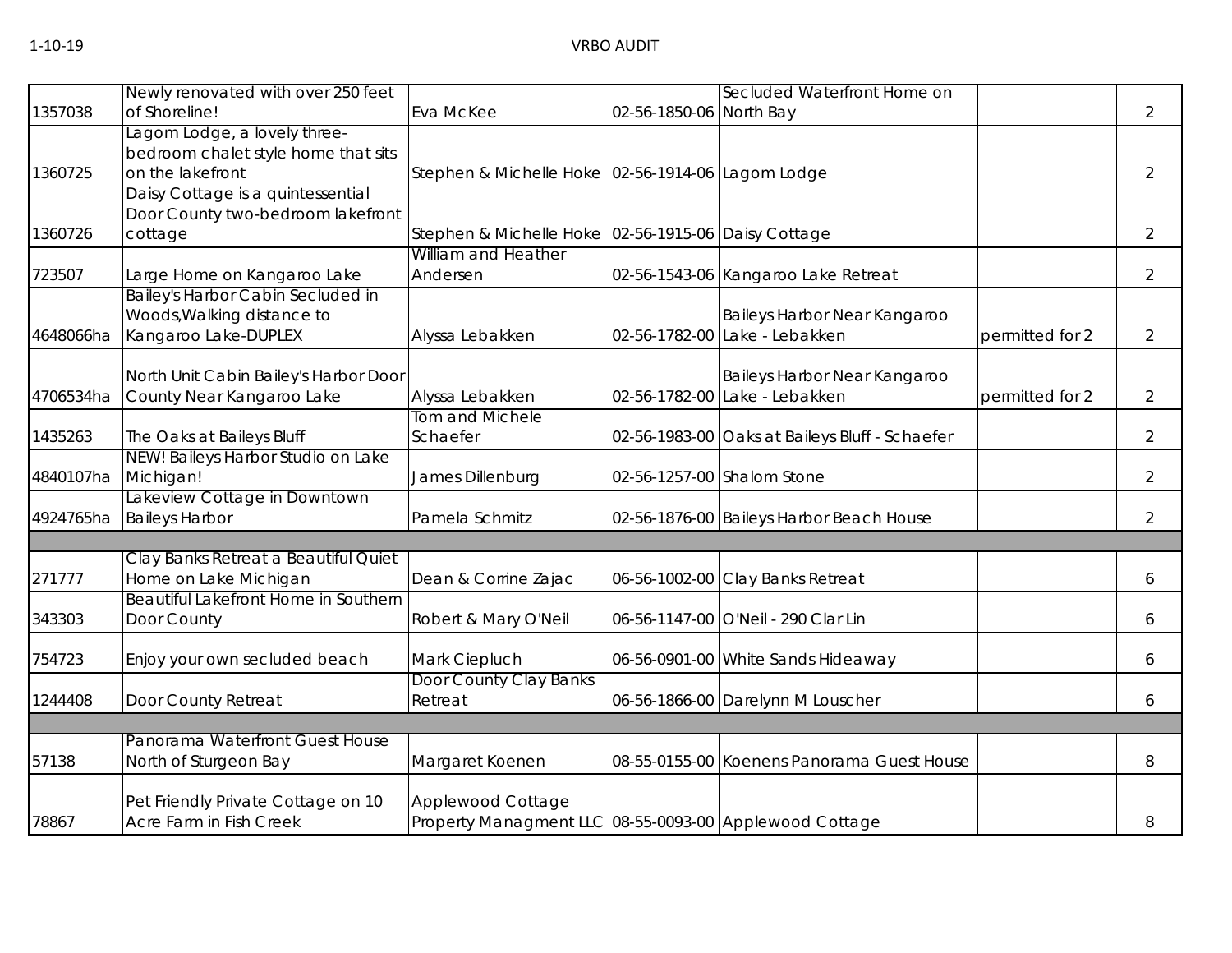| | | | | | | |
|---|---|---|---|---|---|---|
| 1357038 | Newly renovated with over 250 feet of Shoreline! | Eva McKee | 02-56-1850-06 | Secluded Waterfront Home on North Bay | | 2 |
| 1360725 | Lagom Lodge, a lovely three-bedroom chalet style home that sits on the lakefront | Stephen & Michelle Hoke | 02-56-1914-06 | Lagom Lodge | | 2 |
| 1360726 | Daisy Cottage is a quintessential Door County two-bedroom lakefront cottage | Stephen & Michelle Hoke | 02-56-1915-06 | Daisy Cottage | | 2 |
| 723507 | Large Home on Kangaroo Lake | William and Heather Andersen | 02-56-1543-06 | Kangaroo Lake Retreat | | 2 |
| 4648066ha | Bailey's Harbor Cabin Secluded in Woods,Walking distance to Kangaroo Lake-DUPLEX | Alyssa Lebakken | 02-56-1782-00 | Baileys Harbor Near Kangaroo Lake - Lebakken | permitted for 2 | 2 |
| 4706534ha | North Unit Cabin Bailey's Harbor Door County Near Kangaroo Lake | Alyssa Lebakken | 02-56-1782-00 | Baileys Harbor Near Kangaroo Lake - Lebakken | permitted for 2 | 2 |
| 1435263 | The Oaks at Baileys Bluff | Tom and Michele Schaefer | 02-56-1983-00 | Oaks at Baileys Bluff - Schaefer | | 2 |
| 4840107ha | NEW! Baileys Harbor Studio on Lake Michigan! | James Dillenburg | 02-56-1257-00 | Shalom Stone | | 2 |
| 4924765ha | Lakeview Cottage in Downtown Baileys Harbor | Pamela Schmitz | 02-56-1876-00 | Baileys Harbor Beach House | | 2 |
| | | | | | | |
| 271777 | Clay Banks Retreat a Beautiful Quiet Home on Lake Michigan | Dean & Corrine Zajac | 06-56-1002-00 | Clay Banks Retreat | | 6 |
| 343303 | Beautiful Lakefront Home in Southern Door County | Robert & Mary O'Neil | 06-56-1147-00 | O'Neil - 290 Clar Lin | | 6 |
| 754723 | Enjoy your own secluded beach | Mark Ciepluch | 06-56-0901-00 | White Sands Hideaway | | 6 |
| 1244408 | Door County Retreat | Door County Clay Banks Retreat | 06-56-1866-00 | Darelynn M Louscher | | 6 |
| | | | | | | |
| 57138 | Panorama Waterfront Guest House North of Sturgeon Bay | Margaret Koenen | 08-55-0155-00 | Koenens Panorama Guest House | | 8 |
| 78867 | Pet Friendly Private Cottage on 10 Acre Farm in Fish Creek | Applewood Cottage Property Managment LLC | 08-55-0093-00 | Applewood Cottage | | 8 |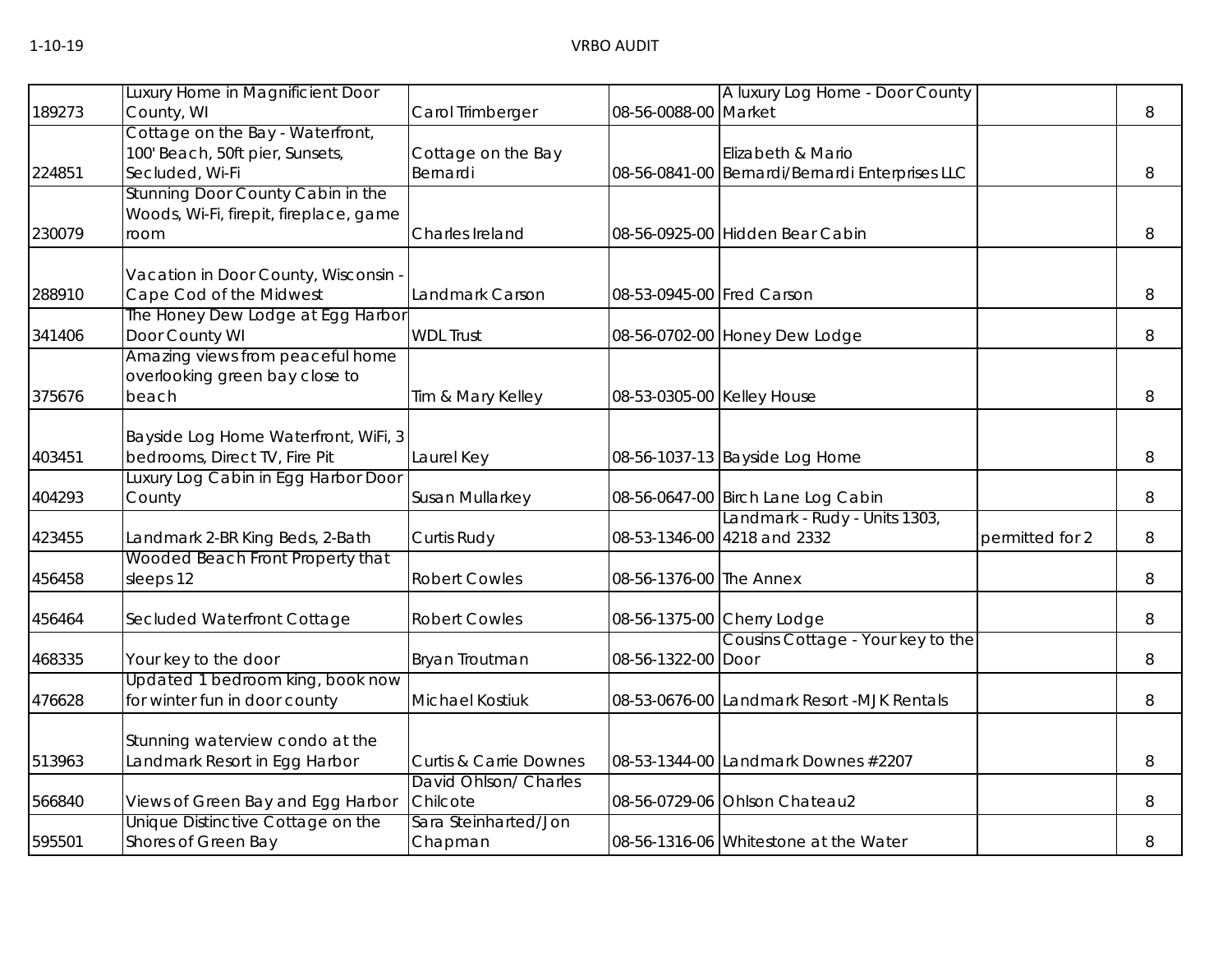| | | | | | | |
|---|---|---|---|---|---|---|
| 189273 | Luxury Home in Magnificient Door County, WI | Carol Trimberger | 08-56-0088-00 | A luxury Log Home - Door County Market | | 8 |
| 224851 | Cottage on the Bay - Waterfront, 100' Beach, 50ft pier, Sunsets, Secluded, Wi-Fi | Cottage on the Bay Bernardi | 08-56-0841-00 | Elizabeth & Mario Bernardi/Bernardi Enterprises LLC | | 8 |
| 230079 | Stunning Door County Cabin in the Woods, Wi-Fi, firepit, fireplace, game room | Charles Ireland | 08-56-0925-00 | Hidden Bear Cabin | | 8 |
| 288910 | Vacation in Door County, Wisconsin - Cape Cod of the Midwest | Landmark Carson | 08-53-0945-00 | Fred Carson | | 8 |
| 341406 | The Honey Dew Lodge at Egg Harbor Door County WI | WDL Trust | 08-56-0702-00 | Honey Dew Lodge | | 8 |
| 375676 | Amazing views from peaceful home overlooking green bay close to beach | Tim & Mary Kelley | 08-53-0305-00 | Kelley House | | 8 |
| 403451 | Bayside Log Home Waterfront, WiFi, 3 bedrooms, Direct TV, Fire Pit | Laurel Key | 08-56-1037-13 | Bayside Log Home | | 8 |
| 404293 | Luxury Log Cabin in Egg Harbor Door County | Susan Mullarkey | 08-56-0647-00 | Birch Lane Log Cabin | | 8 |
| 423455 | Landmark 2-BR King Beds, 2-Bath | Curtis Rudy | 08-53-1346-00 | Landmark - Rudy - Units 1303, 4218 and 2332 | permitted for 2 | 8 |
| 456458 | Wooded Beach Front Property that sleeps 12 | Robert Cowles | 08-56-1376-00 | The Annex | | 8 |
| 456464 | Secluded Waterfront Cottage | Robert Cowles | 08-56-1375-00 | Cherry Lodge | | 8 |
| 468335 | Your key to the door | Bryan Troutman | 08-56-1322-00 | Cousins Cottage - Your key to the Door | | 8 |
| 476628 | Updated 1 bedroom king, book now for winter fun in door county | Michael Kostiuk | 08-53-0676-00 | Landmark Resort -MJK Rentals | | 8 |
| 513963 | Stunning waterview condo at the Landmark Resort in Egg Harbor | Curtis & Carrie Downes | 08-53-1344-00 | Landmark Downes #2207 | | 8 |
| 566840 | Views of Green Bay and Egg Harbor | David Ohlson/ Charles Chilcote | 08-56-0729-06 | Ohlson Chateau2 | | 8 |
| 595501 | Unique Distinctive Cottage on the Shores of Green Bay | Sara Steinharted/Jon Chapman | 08-56-1316-06 | Whitestone at the Water | | 8 |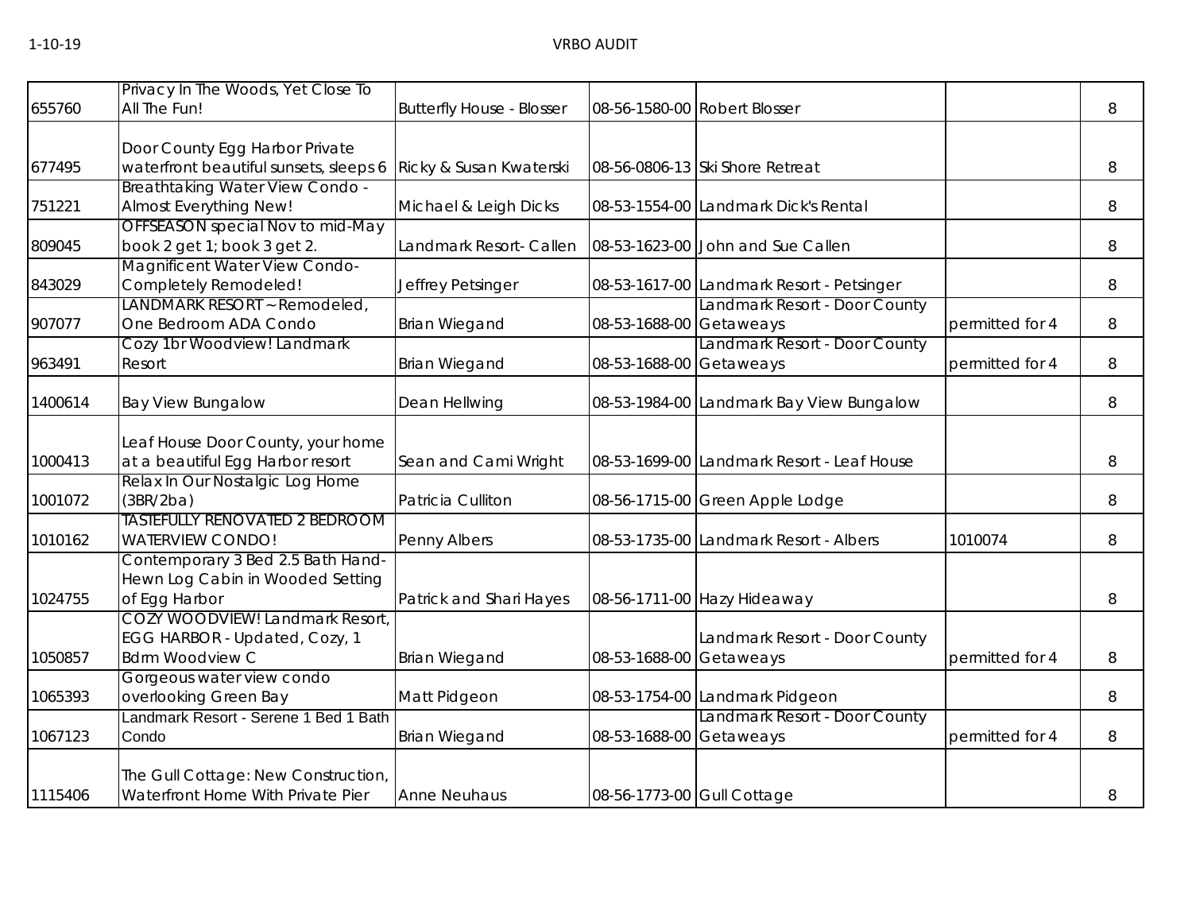| | | | | | | |
|---|---|---|---|---|---|---|
| 655760 | Privacy In The Woods, Yet Close To All The Fun! | Butterfly House - Blosser | 08-56-1580-00 | Robert Blosser | | 8 |
| 677495 | Door County Egg Harbor Private waterfront beautiful sunsets, sleeps 6 | Ricky & Susan Kwaterski | 08-56-0806-13 | Ski Shore Retreat | | 8 |
| 751221 | Breathtaking Water View Condo - Almost Everything New! | Michael & Leigh Dicks | 08-53-1554-00 | Landmark Dick's Rental | | 8 |
| 809045 | OFFSEASON special Nov to mid-May book 2 get 1; book 3 get 2. | Landmark Resort- Callen | 08-53-1623-00 | John and Sue Callen | | 8 |
| 843029 | Magnificent Water View Condo-Completely Remodeled! | Jeffrey Petsinger | 08-53-1617-00 | Landmark Resort - Petsinger | | 8 |
| 907077 | LANDMARK RESORT ~ Remodeled, One Bedroom ADA Condo | Brian Wiegand | 08-53-1688-00 | Landmark Resort - Door County Getaweays | permitted for 4 | 8 |
| 963491 | Cozy 1br Woodview! Landmark Resort | Brian Wiegand | 08-53-1688-00 | Landmark Resort - Door County Getaweays | permitted for 4 | 8 |
| 1400614 | Bay View Bungalow | Dean Hellwing | 08-53-1984-00 | Landmark Bay View Bungalow | | 8 |
| 1000413 | Leaf House Door County, your home at a beautiful Egg Harbor resort | Sean and Cami Wright | 08-53-1699-00 | Landmark Resort - Leaf House | | 8 |
| 1001072 | Relax In Our Nostalgic Log Home (3BR/2ba) | Patricia Culliton | 08-56-1715-00 | Green Apple Lodge | | 8 |
| 1010162 | TASTEFULLY RENOVATED 2 BEDROOM WATERVIEW CONDO! | Penny Albers | 08-53-1735-00 | Landmark Resort - Albers | 1010074 | 8 |
| 1024755 | Contemporary 3 Bed 2.5 Bath Hand-Hewn Log Cabin in Wooded Setting of Egg Harbor | Patrick and Shari Hayes | 08-56-1711-00 | Hazy Hideaway | | 8 |
| 1050857 | COZY WOODVIEW! Landmark Resort, EGG HARBOR - Updated, Cozy, 1 Bdrm Woodview C | Brian Wiegand | 08-53-1688-00 | Landmark Resort - Door County Getaweays | permitted for 4 | 8 |
| 1065393 | Gorgeous water view condo overlooking Green Bay | Matt Pidgeon | 08-53-1754-00 | Landmark Pidgeon | | 8 |
| 1067123 | Landmark Resort - Serene 1 Bed 1 Bath Condo | Brian Wiegand | 08-53-1688-00 | Landmark Resort - Door County Getaweays | permitted for 4 | 8 |
| 1115406 | The Gull Cottage: New Construction, Waterfront Home With Private Pier | Anne Neuhaus | 08-56-1773-00 | Gull Cottage | | 8 |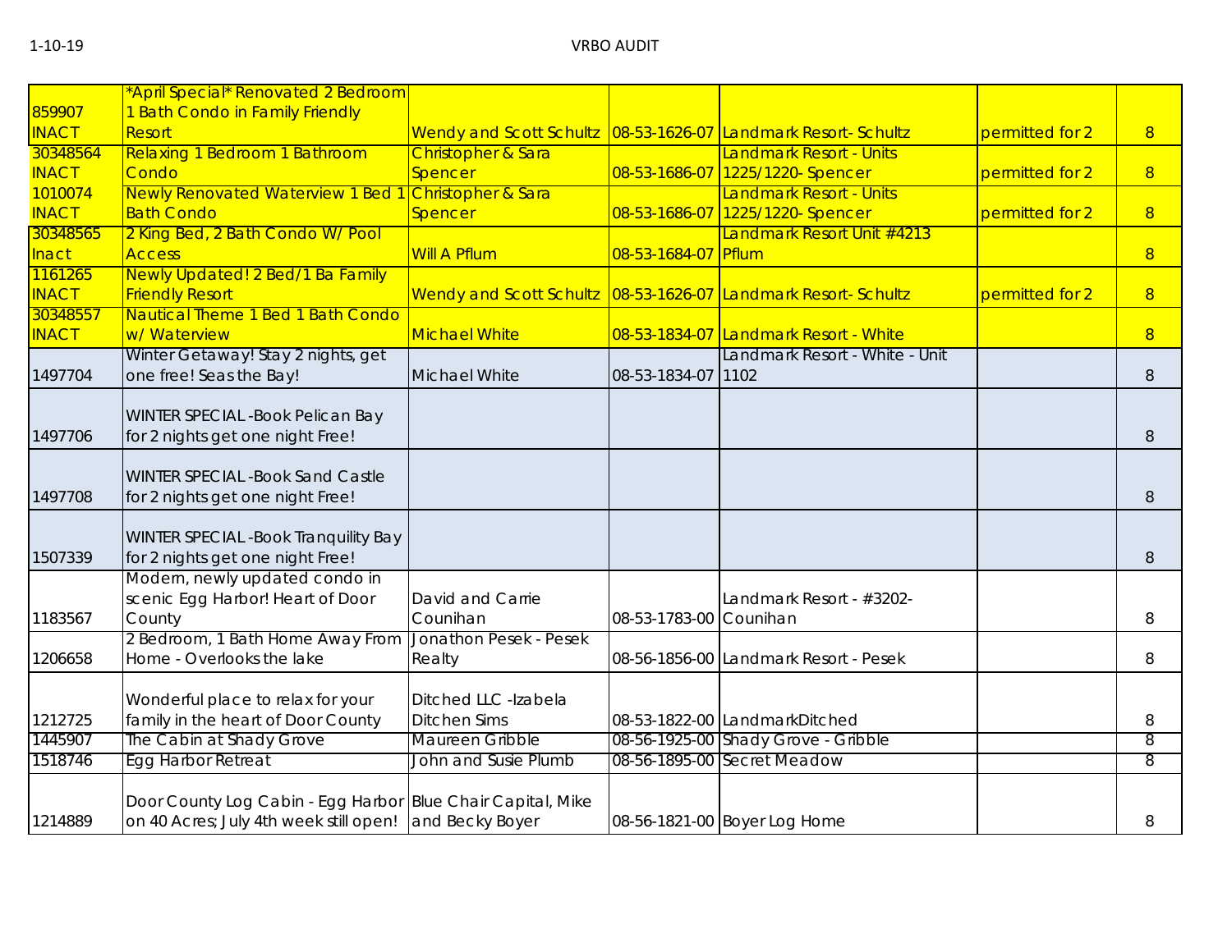| | | | | | | |
|---|---|---|---|---|---|---|
| 859907 INACT | *April Special* Renovated 2 Bedroom 1 Bath Condo in Family Friendly Resort | Wendy and Scott Schultz | 08-53-1626-07 | Landmark Resort- Schultz | permitted for 2 | 8 |
| 30348564 INACT | Relaxing 1 Bedroom 1 Bathroom Condo | Christopher & Sara Spencer | 08-53-1686-07 | Landmark Resort - Units 1225/1220- Spencer | permitted for 2 | 8 |
| 1010074 INACT | Newly Renovated Waterview 1 Bed 1 Bath Condo | Christopher & Sara Spencer | 08-53-1686-07 | Landmark Resort - Units 1225/1220- Spencer | permitted for 2 | 8 |
| 30348565 Inact | 2 King Bed, 2 Bath Condo W/ Pool Access | Will A Pflum | 08-53-1684-07 | Landmark Resort Unit #4213 Pflum | | 8 |
| 1161265 INACT | Newly Updated! 2 Bed/1 Ba Family Friendly Resort | Wendy and Scott Schultz | 08-53-1626-07 | Landmark Resort- Schultz | permitted for 2 | 8 |
| 30348557 INACT | Nautical Theme 1 Bed 1 Bath Condo w/ Waterview | Michael White | 08-53-1834-07 | Landmark Resort - White | | 8 |
| 1497704 | Winter Getaway! Stay 2 nights, get one free! Seas the Bay! | Michael White | 08-53-1834-07 | Landmark Resort - White - Unit 1102 | | 8 |
| 1497706 | WINTER SPECIAL -Book Pelican Bay for 2 nights get one night Free! | | | | | 8 |
| 1497708 | WINTER SPECIAL -Book Sand Castle for 2 nights get one night Free! | | | | | 8 |
| 1507339 | WINTER SPECIAL -Book Tranquility Bay for 2 nights get one night Free! | | | | | 8 |
| 1183567 | Modern, newly updated condo in scenic Egg Harbor! Heart of Door County | David and Carrie Counihan | 08-53-1783-00 | Landmark Resort - #3202- Counihan | | 8 |
| 1206658 | 2 Bedroom, 1 Bath Home Away From Home - Overlooks the lake | Jonathon Pesek - Pesek Realty | 08-56-1856-00 | Landmark Resort - Pesek | | 8 |
| 1212725 | Wonderful place to relax for your family in the heart of Door County | Ditched LLC -Izabela Ditchen Sims | 08-53-1822-00 | LandmarkDitched | | 8 |
| 1445907 | The Cabin at Shady Grove | Maureen Gribble | 08-56-1925-00 | Shady Grove - Gribble | | 8 |
| 1518746 | Egg Harbor Retreat | John and Susie Plumb | 08-56-1895-00 | Secret Meadow | | 8 |
| 1214889 | Door County Log Cabin - Egg Harbor on 40 Acres; July 4th week still open! | Blue Chair Capital, Mike and Becky Boyer | 08-56-1821-00 | Boyer Log Home | | 8 |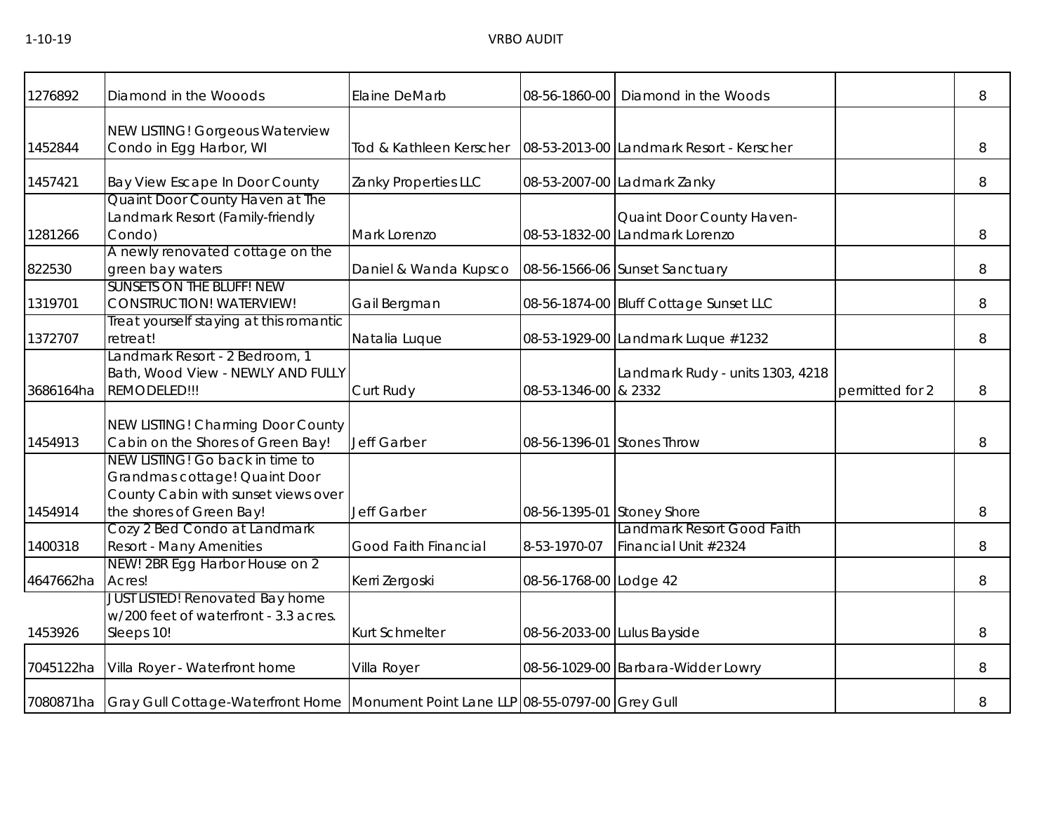| 1276892 | Diamond in the Wooods | Elaine DeMarb | 08-56-1860-00 | Diamond in the Woods | | 8 |
|---|---|---|---|---|---|---|
| 1452844 | NEW LISTING! Gorgeous Waterview Condo in Egg Harbor, WI | Tod & Kathleen Kerscher | 08-53-2013-00 | Landmark Resort - Kerscher | | 8 |
| 1457421 | Bay View Escape In Door County | Zanky Properties LLC | 08-53-2007-00 | Ladmark Zanky | | 8 |
| 1281266 | Quaint Door County Haven at The Landmark Resort (Family-friendly Condo) | Mark Lorenzo | 08-53-1832-00 | Quaint Door County Haven-Landmark Lorenzo | | 8 |
| 822530 | A newly renovated cottage on the green bay waters | Daniel & Wanda Kupsco | 08-56-1566-06 | Sunset Sanctuary | | 8 |
| 1319701 | SUNSETS ON THE BLUFF! NEW CONSTRUCTION! WATERVIEW! | Gail Bergman | 08-56-1874-00 | Bluff Cottage Sunset LLC | | 8 |
| 1372707 | Treat yourself staying at this romantic retreat! | Natalia Luque | 08-53-1929-00 | Landmark Luque #1232 | | 8 |
| 3686164ha | Landmark Resort - 2 Bedroom, 1 Bath, Wood View - NEWLY AND FULLY REMODELED!!! | Curt Rudy | 08-53-1346-00 | Landmark Rudy - units 1303, 4218 & 2332 | permitted for 2 | 8 |
| 1454913 | NEW LISTING! Charming Door County Cabin on the Shores of Green Bay! | Jeff Garber | 08-56-1396-01 | Stones Throw | | 8 |
| 1454914 | NEW LISTING! Go back in time to Grandmas cottage! Quaint Door County Cabin with sunset views over the shores of Green Bay! | Jeff Garber | 08-56-1395-01 | Stoney Shore | | 8 |
| 1400318 | Cozy 2 Bed Condo at Landmark Resort - Many Amenities | Good Faith Financial | 8-53-1970-07 | Landmark Resort Good Faith Financial Unit #2324 | | 8 |
| 4647662ha | NEW! 2BR Egg Harbor House on 2 Acres! | Kerri Zergoski | 08-56-1768-00 | Lodge 42 | | 8 |
| 1453926 | JUST LISTED! Renovated Bay home w/200 feet of waterfront - 3.3 acres. Sleeps 10! | Kurt Schmelter | 08-56-2033-00 | Lulus Bayside | | 8 |
| 7045122ha | Villa Royer - Waterfront home | Villa Royer | 08-56-1029-00 | Barbara-Widder Lowry | | 8 |
| 7080871ha | Gray Gull Cottage-Waterfront Home | Monument Point Lane LLP | 08-55-0797-00 | Grey Gull | | 8 |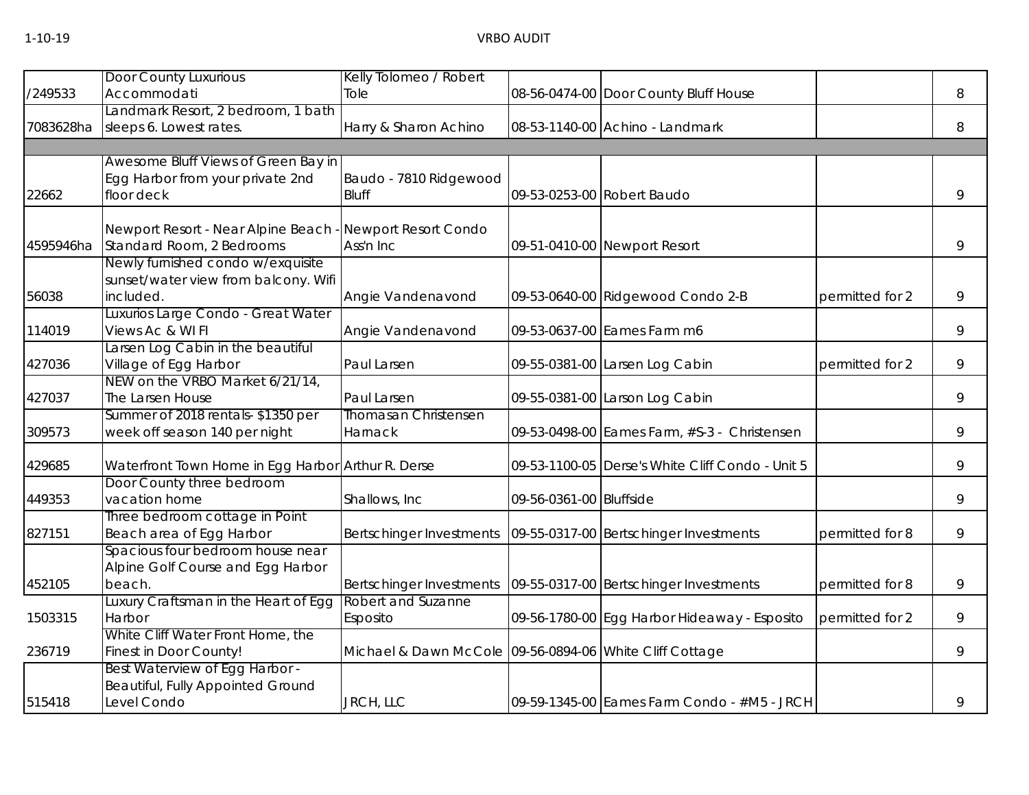| | | | | | | |
|---|---|---|---|---|---|---|
| /249533 | Door County Luxurious Accommodati | Kelly Tolomeo / Robert Tole | 08-56-0474-00 | Door County Bluff House | | 8 |
| 7083628ha | Landmark Resort, 2 bedroom, 1 bath sleeps 6. Lowest rates. | Harry & Sharon Achino | 08-53-1140-00 | Achino - Landmark | | 8 |
| | | | | | | |
| 22662 | Awesome Bluff Views of Green Bay in Egg Harbor from your private 2nd floor deck | Baudo - 7810 Ridgewood Bluff | 09-53-0253-00 | Robert Baudo | | 9 |
| 4595946ha | Newport Resort - Near Alpine Beach - Standard Room, 2 Bedrooms | Newport Resort Condo Ass'n Inc | 09-51-0410-00 | Newport Resort | | 9 |
| 56038 | Newly furnished condo w/exquisite sunset/water view from balcony. Wifi included. | Angie Vandenavond | 09-53-0640-00 | Ridgewood Condo 2-B | permitted for 2 | 9 |
| 114019 | Luxurios Large Condo - Great Water Views Ac & WI FI | Angie Vandenavond | 09-53-0637-00 | Eames Farm m6 | | 9 |
| 427036 | Larsen Log Cabin in the beautiful Village of Egg Harbor | Paul Larsen | 09-55-0381-00 | Larsen Log Cabin | permitted for 2 | 9 |
| 427037 | NEW on the VRBO Market 6/21/14, The Larsen House | Paul Larsen | 09-55-0381-00 | Larson Log Cabin | | 9 |
| 309573 | Summer of 2018 rentals- $1350 per week off season 140 per night | Thomasan Christensen Harnack | 09-53-0498-00 | Eames Farm, #S-3 - Christensen | | 9 |
| 429685 | Waterfront Town Home in Egg Harbor | Arthur R. Derse | 09-53-1100-05 | Derse's White Cliff Condo - Unit 5 | | 9 |
| 449353 | Door County three bedroom vacation home | Shallows, Inc | 09-56-0361-00 | Bluffside | | 9 |
| 827151 | Three bedroom cottage in Point Beach area of Egg Harbor | Bertschinger Investments | 09-55-0317-00 | Bertschinger Investments | permitted for 8 | 9 |
| 452105 | Spacious four bedroom house near Alpine Golf Course and Egg Harbor beach. | Bertschinger Investments | 09-55-0317-00 | Bertschinger Investments | permitted for 8 | 9 |
| 1503315 | Luxury Craftsman in the Heart of Egg Harbor | Robert and Suzanne Esposito | 09-56-1780-00 | Egg Harbor Hideaway - Esposito | permitted for 2 | 9 |
| 236719 | White Cliff Water Front Home, the Finest in Door County! | Michael & Dawn McCole | 09-56-0894-06 | White Cliff Cottage | | 9 |
| 515418 | Best Waterview of Egg Harbor - Beautiful, Fully Appointed Ground Level Condo | JRCH, LLC | 09-59-1345-00 | Eames Farm Condo - #M5 - JRCH | | 9 |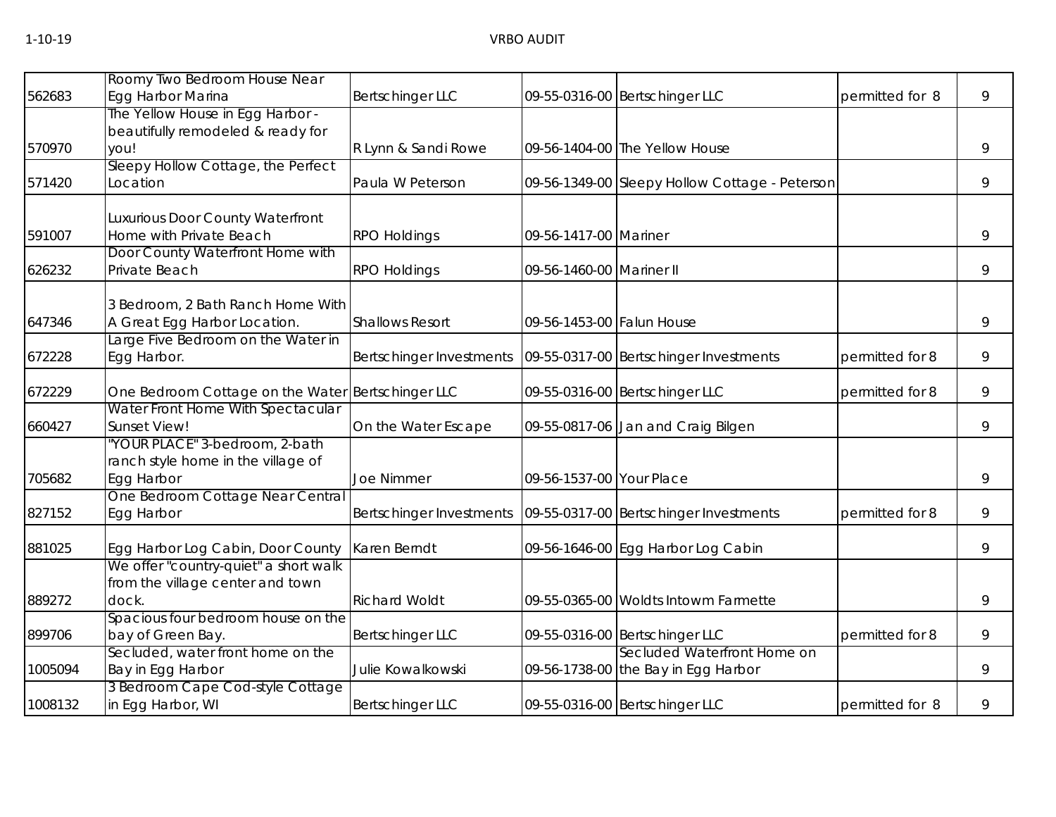| | | | | | | |
|---|---|---|---|---|---|---|
| 562683 | Roomy Two Bedroom House Near Egg Harbor Marina | Bertschinger LLC | 09-55-0316-00 | Bertschinger LLC | permitted for 8 | 9 |
| 570970 | The Yellow House in Egg Harbor - beautifully remodeled & ready for you! | R Lynn & Sandi Rowe | 09-56-1404-00 | The Yellow House | | 9 |
| 571420 | Sleepy Hollow Cottage, the Perfect Location | Paula W Peterson | 09-56-1349-00 | Sleepy Hollow Cottage - Peterson | | 9 |
| 591007 | Luxurious Door County Waterfront Home with Private Beach | RPO Holdings | 09-56-1417-00 | Mariner | | 9 |
| 626232 | Door County Waterfront Home with Private Beach | RPO Holdings | 09-56-1460-00 | Mariner II | | 9 |
| 647346 | 3 Bedroom, 2 Bath Ranch Home With A Great Egg Harbor Location. | Shallows Resort | 09-56-1453-00 | Falun House | | 9 |
| 672228 | Large Five Bedroom on the Water in Egg Harbor. | Bertschinger Investments | 09-55-0317-00 | Bertschinger Investments | permitted for 8 | 9 |
| 672229 | One Bedroom Cottage on the Water | Bertschinger LLC | 09-55-0316-00 | Bertschinger LLC | permitted for 8 | 9 |
| 660427 | Water Front Home With Spectacular Sunset View! | On the Water Escape | 09-55-0817-06 | Jan and Craig Bilgen | | 9 |
| 705682 | "YOUR PLACE" 3-bedroom, 2-bath ranch style home in the village of Egg Harbor | Joe Nimmer | 09-56-1537-00 | Your Place | | 9 |
| 827152 | One Bedroom Cottage Near Central Egg Harbor | Bertschinger Investments | 09-55-0317-00 | Bertschinger Investments | permitted for 8 | 9 |
| 881025 | Egg Harbor Log Cabin, Door County | Karen Berndt | 09-56-1646-00 | Egg Harbor Log Cabin | | 9 |
| 889272 | We offer "country-quiet" a short walk from the village center and town dock. | Richard Woldt | 09-55-0365-00 | Woldts Intowm Farmette | | 9 |
| 899706 | Spacious four bedroom house on the bay of Green Bay. | Bertschinger LLC | 09-55-0316-00 | Bertschinger LLC | permitted for 8 | 9 |
| 1005094 | Secluded, water front home on the Bay in Egg Harbor | Julie Kowalkowski | 09-56-1738-00 | Secluded Waterfront Home on the Bay in Egg Harbor | | 9 |
| 1008132 | 3 Bedroom Cape Cod-style Cottage in Egg Harbor, WI | Bertschinger LLC | 09-55-0316-00 | Bertschinger LLC | permitted for 8 | 9 |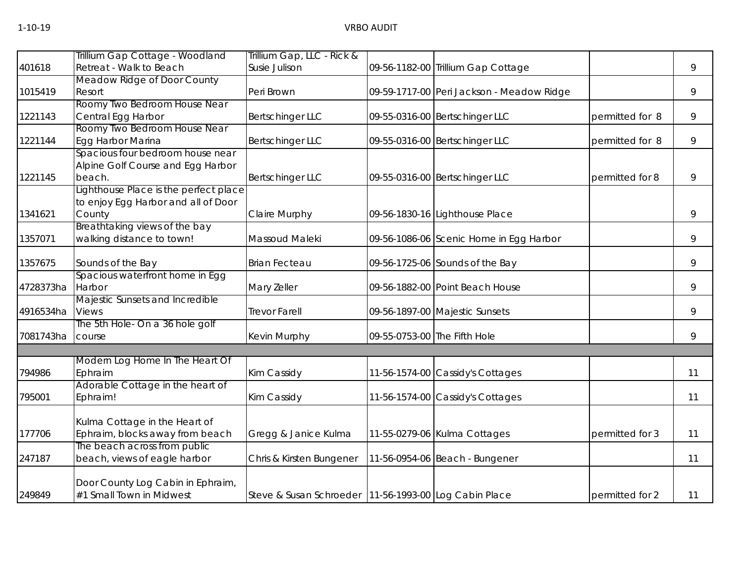| | | | | | | |
|---|---|---|---|---|---|---|
| 401618 | Trillium Gap Cottage - Woodland Retreat - Walk to Beach | Trillium Gap, LLC - Rick & Susie Julison | 09-56-1182-00 | Trillium Gap Cottage | | 9 |
| 1015419 | Meadow Ridge of Door County Resort | Peri Brown | 09-59-1717-00 | Peri Jackson - Meadow Ridge | | 9 |
| 1221143 | Roomy Two Bedroom House Near Central Egg Harbor | Bertschinger LLC | 09-55-0316-00 | Bertschinger LLC | permitted for 8 | 9 |
| 1221144 | Roomy Two Bedroom House Near Egg Harbor Marina | Bertschinger LLC | 09-55-0316-00 | Bertschinger LLC | permitted for 8 | 9 |
| 1221145 | Spacious four bedroom house near Alpine Golf Course and Egg Harbor beach. | Bertschinger LLC | 09-55-0316-00 | Bertschinger LLC | permitted for 8 | 9 |
| 1341621 | Lighthouse Place is the perfect place to enjoy Egg Harbor and all of Door County | Claire Murphy | 09-56-1830-16 | Lighthouse Place | | 9 |
| 1357071 | Breathtaking views of the bay walking distance to town! | Massoud Maleki | 09-56-1086-06 | Scenic Home in Egg Harbor | | 9 |
| 1357675 | Sounds of the Bay | Brian Fecteau | 09-56-1725-06 | Sounds of the Bay | | 9 |
| 4728373ha | Spacious waterfront home in Egg Harbor | Mary Zeller | 09-56-1882-00 | Point Beach House | | 9 |
| 4916534ha | Majestic Sunsets and Incredible Views | Trevor Farell | 09-56-1897-00 | Majestic Sunsets | | 9 |
| 7081743ha | The 5th Hole- On a 36 hole golf course | Kevin Murphy | 09-55-0753-00 | The Fifth Hole | | 9 |
| | | | | | | |
| 794986 | Modern Log Home In The Heart Of Ephraim | Kim Cassidy | 11-56-1574-00 | Cassidy's Cottages | | 11 |
| 795001 | Adorable Cottage in the heart of Ephraim! | Kim Cassidy | 11-56-1574-00 | Cassidy's Cottages | | 11 |
| 177706 | Kulma Cottage in the Heart of Ephraim, blocks away from beach | Gregg & Janice Kulma | 11-55-0279-06 | Kulma Cottages | permitted for 3 | 11 |
| 247187 | The beach across from public beach, views of eagle harbor | Chris & Kirsten Bungener | 11-56-0954-06 | Beach - Bungener | | 11 |
| 249849 | Door County Log Cabin in Ephraim, #1 Small Town in Midwest | Steve & Susan Schroeder | 11-56-1993-00 | Log Cabin Place | permitted for 2 | 11 |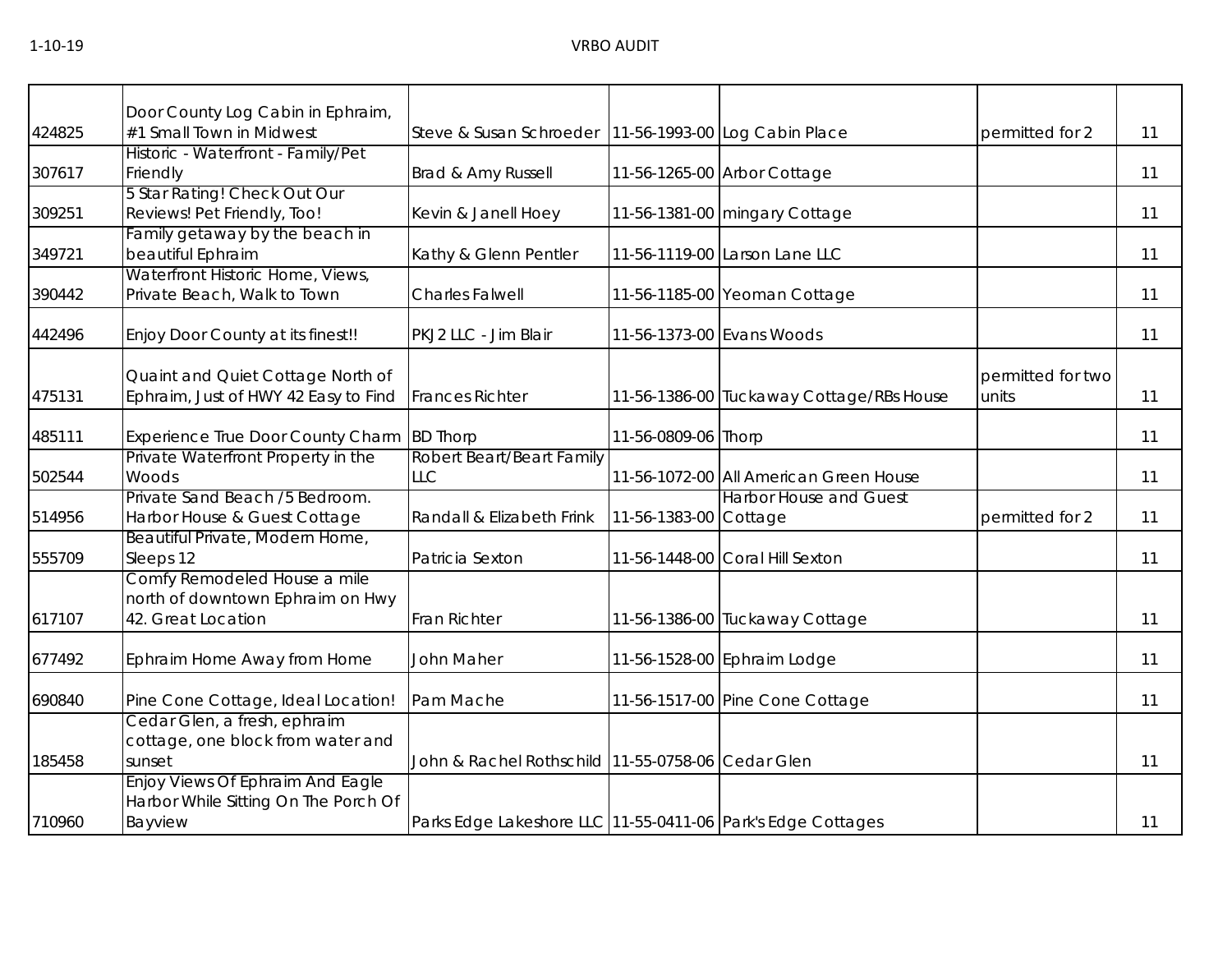| | | | | | | |
|---|---|---|---|---|---|---|
| 424825 | Door County Log Cabin in Ephraim, #1 Small Town in Midwest | Steve & Susan Schroeder | 11-56-1993-00 | Log Cabin Place | permitted for 2 | 11 |
| 307617 | Historic - Waterfront - Family/Pet Friendly | Brad & Amy Russell | 11-56-1265-00 | Arbor Cottage | | 11 |
| 309251 | 5 Star Rating! Check Out Our Reviews! Pet Friendly, Too! | Kevin & Janell Hoey | 11-56-1381-00 | mingary Cottage | | 11 |
| 349721 | Family getaway by the beach in beautiful Ephraim | Kathy & Glenn Pentler | 11-56-1119-00 | Larson Lane LLC | | 11 |
| 390442 | Waterfront Historic Home, Views, Private Beach, Walk to Town | Charles Falwell | 11-56-1185-00 | Yeoman Cottage | | 11 |
| 442496 | Enjoy Door County at its finest!! | PKJ2 LLC - Jim Blair | 11-56-1373-00 | Evans Woods | | 11 |
| 475131 | Quaint and Quiet Cottage North of Ephraim, Just of HWY 42 Easy to Find | Frances Richter | 11-56-1386-00 | Tuckaway Cottage/RBs House | permitted for two units | 11 |
| 485111 | Experience True Door County Charm | BD Thorp | 11-56-0809-06 | Thorp | | 11 |
| 502544 | Private Waterfront Property in the Woods | Robert Beart/Beart Family LLC | 11-56-1072-00 | All American Green House | | 11 |
| 514956 | Private Sand Beach /5 Bedroom. Harbor House & Guest Cottage | Randall & Elizabeth Frink | 11-56-1383-00 | Harbor House and Guest Cottage | permitted for 2 | 11 |
| 555709 | Beautiful Private, Modern Home, Sleeps 12 | Patricia Sexton | 11-56-1448-00 | Coral Hill Sexton | | 11 |
| 617107 | Comfy Remodeled House a mile north of downtown Ephraim on Hwy 42. Great Location | Fran Richter | 11-56-1386-00 | Tuckaway Cottage | | 11 |
| 677492 | Ephraim Home Away from Home | John Maher | 11-56-1528-00 | Ephraim Lodge | | 11 |
| 690840 | Pine Cone Cottage, Ideal Location! | Pam Mache | 11-56-1517-00 | Pine Cone Cottage | | 11 |
| 185458 | Cedar Glen, a fresh, ephraim cottage, one block from water and sunset | John & Rachel Rothschild | 11-55-0758-06 | Cedar Glen | | 11 |
| 710960 | Enjoy Views Of Ephraim And Eagle Harbor While Sitting On The Porch Of Bayview | Parks Edge Lakeshore LLC | 11-55-0411-06 | Park's Edge Cottages | | 11 |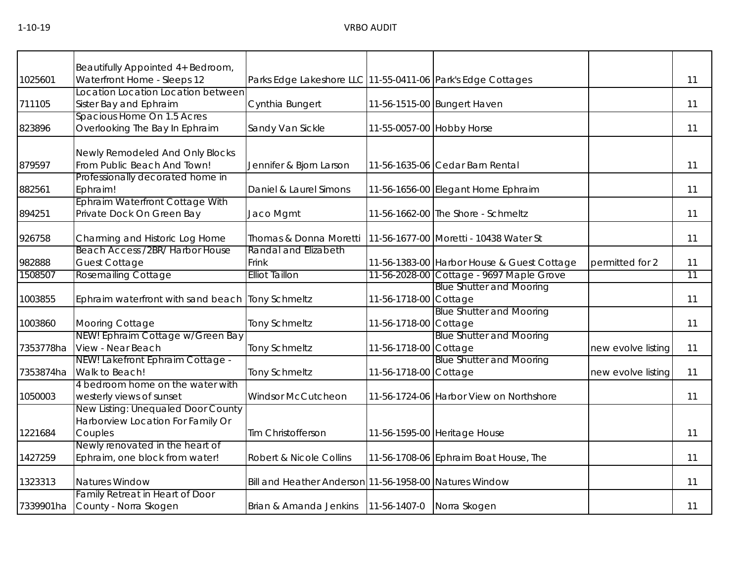| | | | | | | |
|---|---|---|---|---|---|---|
| 1025601 | Beautifully Appointed 4+ Bedroom, Waterfront Home - Sleeps 12 | Parks Edge Lakeshore LLC | 11-55-0411-06 | Park's Edge Cottages | | 11 |
| 711105 | Location Location Location between Sister Bay and Ephraim | Cynthia Bungert | 11-56-1515-00 | Bungert Haven | | 11 |
| 823896 | Spacious Home On 1.5 Acres Overlooking The Bay In Ephraim | Sandy Van Sickle | 11-55-0057-00 | Hobby Horse | | 11 |
| 879597 | Newly Remodeled And Only Blocks From Public Beach And Town! | Jennifer & Bjorn Larson | 11-56-1635-06 | Cedar Barn Rental | | 11 |
| 882561 | Professionally decorated home in Ephraim! | Daniel & Laurel Simons | 11-56-1656-00 | Elegant Home Ephraim | | 11 |
| 894251 | Ephraim Waterfront Cottage With Private Dock On Green Bay | Jaco Mgmt | 11-56-1662-00 | The Shore - Schmeltz | | 11 |
| 926758 | Charming and Historic Log Home | Thomas & Donna Moretti | 11-56-1677-00 | Moretti - 10438 Water St | | 11 |
| 982888 | Beach Access /2BR/ Harbor House Guest Cottage | Randal and Elizabeth Frink | 11-56-1383-00 | Harbor House & Guest Cottage | permitted for 2 | 11 |
| 1508507 | Rosemailing Cottage | Elliot Taillon | 11-56-2028-00 | Cottage - 9697 Maple Grove | | 11 |
| 1003855 | Ephraim waterfront with sand beach | Tony Schmeltz | 11-56-1718-00 | Blue Shutter and Mooring Cottage | | 11 |
| 1003860 | Mooring Cottage | Tony Schmeltz | 11-56-1718-00 | Blue Shutter and Mooring Cottage | | 11 |
| 7353778ha | NEW! Ephraim Cottage w/Green Bay View - Near Beach | Tony Schmeltz | 11-56-1718-00 | Blue Shutter and Mooring Cottage | new evolve listing | 11 |
| 7353874ha | NEW! Lakefront Ephraim Cottage - Walk to Beach! | Tony Schmeltz | 11-56-1718-00 | Blue Shutter and Mooring Cottage | new evolve listing | 11 |
| 1050003 | 4 bedroom home on the water with westerly views of sunset | Windsor McCutcheon | 11-56-1724-06 | Harbor View on Northshore | | 11 |
| 1221684 | New Listing: Unequaled Door County Harborview Location For Family Or Couples | Tim Christofferson | 11-56-1595-00 | Heritage House | | 11 |
| 1427259 | Newly renovated in the heart of Ephraim, one block from water! | Robert & Nicole Collins | 11-56-1708-06 | Ephraim Boat House, The | | 11 |
| 1323313 | Natures Window | Bill and Heather Anderson | 11-56-1958-00 | Natures Window | | 11 |
| 7339901ha | Family Retreat in Heart of Door County - Norra Skogen | Brian & Amanda Jenkins | 11-56-1407-0 | Norra Skogen | | 11 |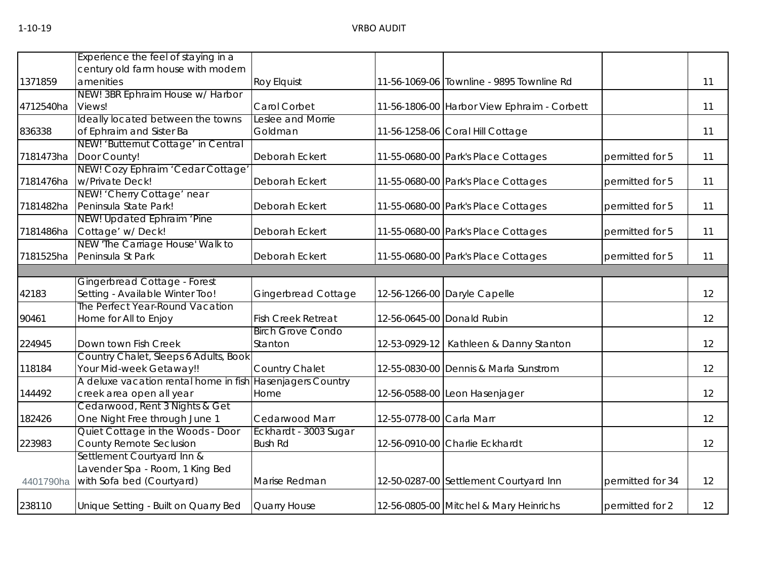| | | | | | | |
|---|---|---|---|---|---|---|
| 1371859 | Experience the feel of staying in a century old farm house with modern amenities | Roy Elquist | 11-56-1069-06 | Townline - 9895 Townline Rd | | 11 |
| 4712540ha | NEW! 3BR Ephraim House w/ Harbor Views! | Carol Corbet | 11-56-1806-00 | Harbor View Ephraim - Corbett | | 11 |
| 836338 | Ideally located between the towns of Ephraim and Sister Ba | Leslee and Morrie Goldman | 11-56-1258-06 | Coral Hill Cottage | | 11 |
| 7181473ha | NEW! 'Butternut Cottage' in Central Door County! | Deborah Eckert | 11-55-0680-00 | Park's Place Cottages | permitted for 5 | 11 |
| 7181476ha | NEW! Cozy Ephraim 'Cedar Cottage' w/Private Deck! | Deborah Eckert | 11-55-0680-00 | Park's Place Cottages | permitted for 5 | 11 |
| 7181482ha | NEW! 'Cherry Cottage' near Peninsula State Park! | Deborah Eckert | 11-55-0680-00 | Park's Place Cottages | permitted for 5 | 11 |
| 7181486ha | NEW! Updated Ephraim 'Pine Cottage' w/ Deck! | Deborah Eckert | 11-55-0680-00 | Park's Place Cottages | permitted for 5 | 11 |
| 7181525ha | NEW 'The Carriage House' Walk to Peninsula St Park | Deborah Eckert | 11-55-0680-00 | Park's Place Cottages | permitted for 5 | 11 |
| | | | | | | |
| 42183 | Gingerbread Cottage - Forest Setting - Available Winter Too! | Gingerbread Cottage | 12-56-1266-00 | Daryle Capelle | | 12 |
| 90461 | The Perfect Year-Round Vacation Home for All to Enjoy | Fish Creek Retreat | 12-56-0645-00 | Donald Rubin | | 12 |
| 224945 | Down town Fish Creek | Birch Grove Condo Stanton | 12-53-0929-12 | Kathleen & Danny Stanton | | 12 |
| 118184 | Country Chalet, Sleeps 6 Adults, Book Your Mid-week Getaway!! | Country Chalet | 12-55-0830-00 | Dennis & Marla Sunstrom | | 12 |
| 144492 | A deluxe vacation rental home in fish creek area open all year | Hasenjagers Country Home | 12-56-0588-00 | Leon Hasenjager | | 12 |
| 182426 | Cedarwood, Rent 3 Nights & Get One Night Free through June 1 | Cedarwood Marr | 12-55-0778-00 | Carla Marr | | 12 |
| 223983 | Quiet Cottage in the Woods - Door County Remote Seclusion | Eckhardt - 3003 Sugar Bush Rd | 12-56-0910-00 | Charlie Eckhardt | | 12 |
| 4401790ha | Settlement Courtyard Inn & Lavender Spa - Room, 1 King Bed with Sofa bed (Courtyard) | Marise Redman | 12-50-0287-00 | Settlement Courtyard Inn | permitted for 34 | 12 |
| 238110 | Unique Setting - Built on Quarry Bed | Quarry House | 12-56-0805-00 | Mitchel & Mary Heinrichs | permitted for 2 | 12 |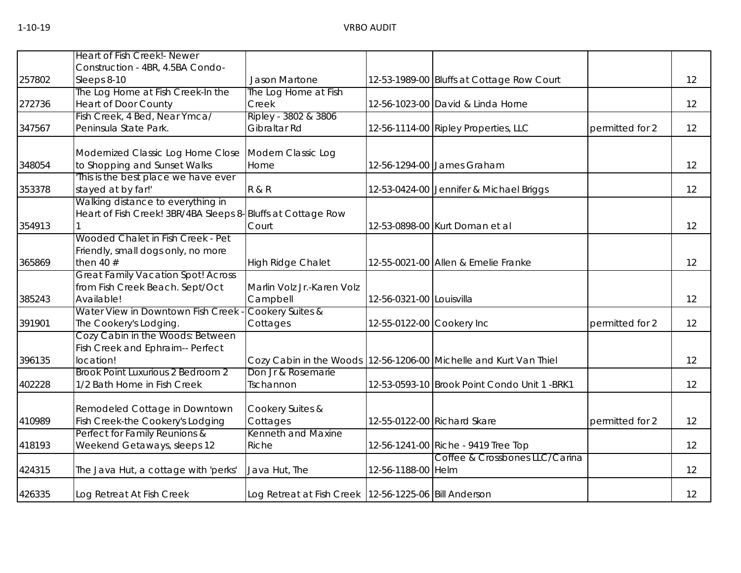| | | | | | | |
|---|---|---|---|---|---|---|
| 257802 | Heart of Fish Creek!- Newer Construction - 4BR, 4.5BA Condo- Sleeps 8-10 | Jason Martone | 12-53-1989-00 | Bluffs at Cottage Row Court | | 12 |
| 272736 | The Log Home at Fish Creek-In the Heart of Door County | The Log Home at Fish Creek | 12-56-1023-00 | David & Linda Horne | | 12 |
| 347567 | Fish Creek, 4 Bed, Near Ymca/ Peninsula State Park. | Ripley - 3802 & 3806 Gibraltar Rd | 12-56-1114-00 | Ripley Properties, LLC | permitted for 2 | 12 |
| 348054 | Modernized Classic Log Home Close to Shopping and Sunset Walks | Modern Classic Log Home | 12-56-1294-00 | James Graham | | 12 |
| 353378 | 'This is the best place we have ever stayed at by far!' | R & R | 12-53-0424-00 | Jennifer & Michael Briggs | | 12 |
| 354913 | Walking distance to everything in Heart of Fish Creek! 3BR/4BA Sleeps 8-1 | Bluffs at Cottage Row Court | 12-53-0898-00 | Kurt Doman et al | | 12 |
| 365869 | Wooded Chalet in Fish Creek - Pet Friendly, small dogs only, no more then 40 # | High Ridge Chalet | 12-55-0021-00 | Allen & Emelie Franke | | 12 |
| 385243 | Great Family Vacation Spot! Across from Fish Creek Beach. Sept/Oct Available! | Marlin Volz Jr.-Karen Volz Campbell | 12-56-0321-00 | Louisvilla | | 12 |
| 391901 | Water View in Downtown Fish Creek - The Cookery's Lodging. | Cookery Suites & Cottages | 12-55-0122-00 | Cookery Inc | permitted for 2 | 12 |
| 396135 | Cozy Cabin in the Woods: Between Fish Creek and Ephraim-- Perfect location! | Cozy Cabin in the Woods | 12-56-1206-00 | Michelle and Kurt Van Thiel | | 12 |
| 402228 | Brook Point Luxurious 2 Bedroom 2 1/2 Bath Home in Fish Creek | Don Jr & Rosemarie Tschannon | 12-53-0593-10 | Brook Point Condo Unit 1 -BRK1 | | 12 |
| 410989 | Remodeled Cottage in Downtown Fish Creek-the Cookery's Lodging | Cookery Suites & Cottages | 12-55-0122-00 | Richard Skare | permitted for 2 | 12 |
| 418193 | Perfect for Family Reunions & Weekend Getaways, sleeps 12 | Kenneth and Maxine Riche | 12-56-1241-00 | Riche - 9419 Tree Top | | 12 |
| 424315 | The Java Hut, a cottage with 'perks' | Java Hut, The | 12-56-1188-00 | Coffee & Crossbones LLC/Carina Helm | | 12 |
| 426335 | Log Retreat At Fish Creek | Log Retreat at Fish Creek | 12-56-1225-06 | Bill Anderson | | 12 |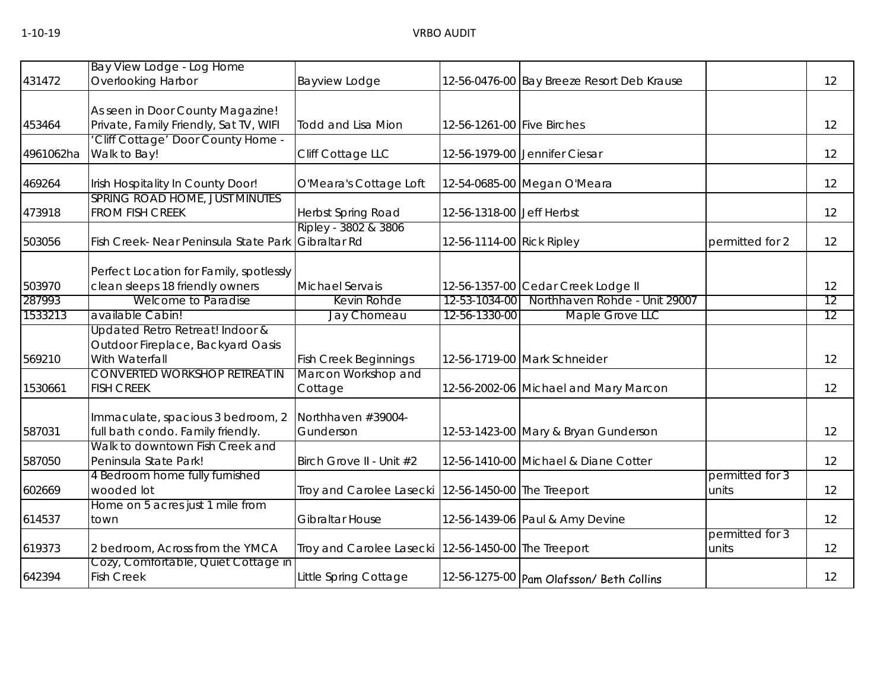| | | | | | | |
|---|---|---|---|---|---|---|
| 431472 | Bay View Lodge - Log Home Overlooking Harbor | Bayview Lodge | 12-56-0476-00 | Bay Breeze Resort Deb Krause | | 12 |
| 453464 | As seen in Door County Magazine! Private, Family Friendly, Sat TV, WIFI | Todd and Lisa Mion | 12-56-1261-00 | Five Birches | | 12 |
| 4961062ha | 'Cliff Cottage' Door County Home - Walk to Bay! | Cliff Cottage LLC | 12-56-1979-00 | Jennifer Ciesar | | 12 |
| 469264 | Irish Hospitality In County Door! | O'Meara's Cottage Loft | 12-54-0685-00 | Megan O'Meara | | 12 |
| 473918 | SPRING ROAD HOME, JUST MINUTES FROM FISH CREEK | Herbst Spring Road | 12-56-1318-00 | Jeff Herbst | | 12 |
| 503056 | Fish Creek- Near Peninsula State Park | Ripley - 3802 & 3806 Gibraltar Rd | 12-56-1114-00 | Rick Ripley | permitted for 2 | 12 |
| 503970 | Perfect Location for Family, spotlessly clean sleeps 18 friendly owners | Michael Servais | 12-56-1357-00 | Cedar Creek Lodge II | | 12 |
| 287993 | Welcome to Paradise | Kevin Rohde | 12-53-1034-00 | Northhaven Rohde - Unit 29007 | | 12 |
| 1533213 | available Cabin! | Jay Chomeau | 12-56-1330-00 | Maple Grove LLC | | 12 |
| 569210 | Updated Retro Retreat! Indoor & Outdoor Fireplace, Backyard Oasis With Waterfall | Fish Creek Beginnings | 12-56-1719-00 | Mark Schneider | | 12 |
| 1530661 | CONVERTED WORKSHOP RETREAT IN FISH CREEK | Marcon Workshop and Cottage | 12-56-2002-06 | Michael and Mary Marcon | | 12 |
| 587031 | Immaculate, spacious 3 bedroom, 2 full bath condo. Family friendly. | Northhaven #39004-Gunderson | 12-53-1423-00 | Mary & Bryan Gunderson | | 12 |
| 587050 | Walk to downtown Fish Creek and Peninsula State Park! | Birch Grove II - Unit #2 | 12-56-1410-00 | Michael & Diane Cotter | | 12 |
| 602669 | 4 Bedroom home fully furnished wooded lot | Troy and Carolee Lasecki | 12-56-1450-00 | The Treeport | permitted for 3 units | 12 |
| 614537 | Home on 5 acres just 1 mile from town | Gibraltar House | 12-56-1439-06 | Paul & Amy Devine | | 12 |
| 619373 | 2 bedroom, Across from the YMCA | Troy and Carolee Lasecki | 12-56-1450-00 | The Treeport | permitted for 3 units | 12 |
| 642394 | Cozy, Comfortable, Quiet Cottage in Fish Creek | Little Spring Cottage | 12-56-1275-00 | Pam Olafsson/ Beth Collins | | 12 |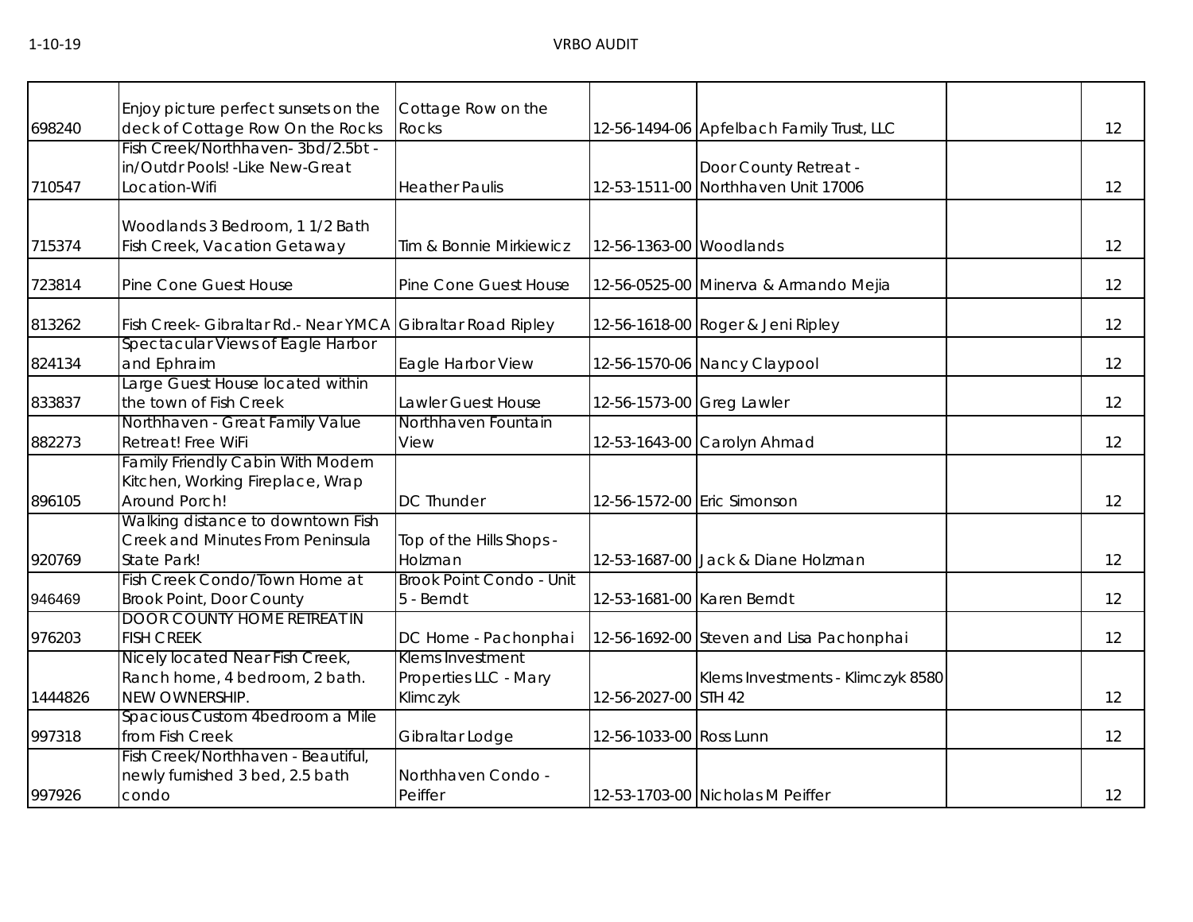| | | | | | | |
|---|---|---|---|---|---|---|
| 698240 | Enjoy picture perfect sunsets on the deck of Cottage Row On the Rocks | Cottage Row on the Rocks | 12-56-1494-06 | Apfelbach Family Trust, LLC | | 12 |
| 710547 | Fish Creek/Northhaven- 3bd/2.5bt - in/Outdr Pools! -Like New-Great Location-Wifi | Heather Paulis | 12-53-1511-00 | Door County Retreat - Northhaven Unit 17006 | | 12 |
| 715374 | Woodlands 3 Bedroom, 1 1/2 Bath Fish Creek, Vacation Getaway | Tim & Bonnie Mirkiewicz | 12-56-1363-00 | Woodlands | | 12 |
| 723814 | Pine Cone Guest House | Pine Cone Guest House | 12-56-0525-00 | Minerva & Armando Mejia | | 12 |
| 813262 | Fish Creek- Gibraltar Rd.- Near YMCA | Gibraltar Road Ripley | 12-56-1618-00 | Roger & Jeni Ripley | | 12 |
| 824134 | Spectacular Views of Eagle Harbor and Ephraim | Eagle Harbor View | 12-56-1570-06 | Nancy Claypool | | 12 |
| 833837 | Large Guest House located within the town of Fish Creek | Lawler Guest House | 12-56-1573-00 | Greg Lawler | | 12 |
| 882273 | Northhaven - Great Family Value Retreat! Free WiFi | Northhaven Fountain View | 12-53-1643-00 | Carolyn Ahmad | | 12 |
| 896105 | Family Friendly Cabin With Modern Kitchen, Working Fireplace, Wrap Around Porch! | DC Thunder | 12-56-1572-00 | Eric Simonson | | 12 |
| 920769 | Walking distance to downtown Fish Creek and Minutes From Peninsula State Park! | Top of the Hills Shops - Holzman | 12-53-1687-00 | Jack & Diane Holzman | | 12 |
| 946469 | Fish Creek Condo/Town Home at Brook Point, Door County | Brook Point Condo - Unit 5 - Berndt | 12-53-1681-00 | Karen Berndt | | 12 |
| 976203 | DOOR COUNTY HOME RETREAT IN FISH CREEK | DC Home - Pachonphai | 12-56-1692-00 | Steven and Lisa Pachonphai | | 12 |
| 1444826 | Nicely located Near Fish Creek, Ranch home, 4 bedroom, 2 bath. NEW OWNERSHIP. | Klems Investment Properties LLC - Mary Klimczyk | 12-56-2027-00 | Klems Investments - Klimczyk 8580 STH 42 | | 12 |
| 997318 | Spacious Custom 4bedroom a Mile from Fish Creek | Gibraltar Lodge | 12-56-1033-00 | Ross Lunn | | 12 |
| 997926 | Fish Creek/Northhaven - Beautiful, newly furnished 3 bed, 2.5 bath condo | Northhaven Condo - Peiffer | 12-53-1703-00 | Nicholas M Peiffer | | 12 |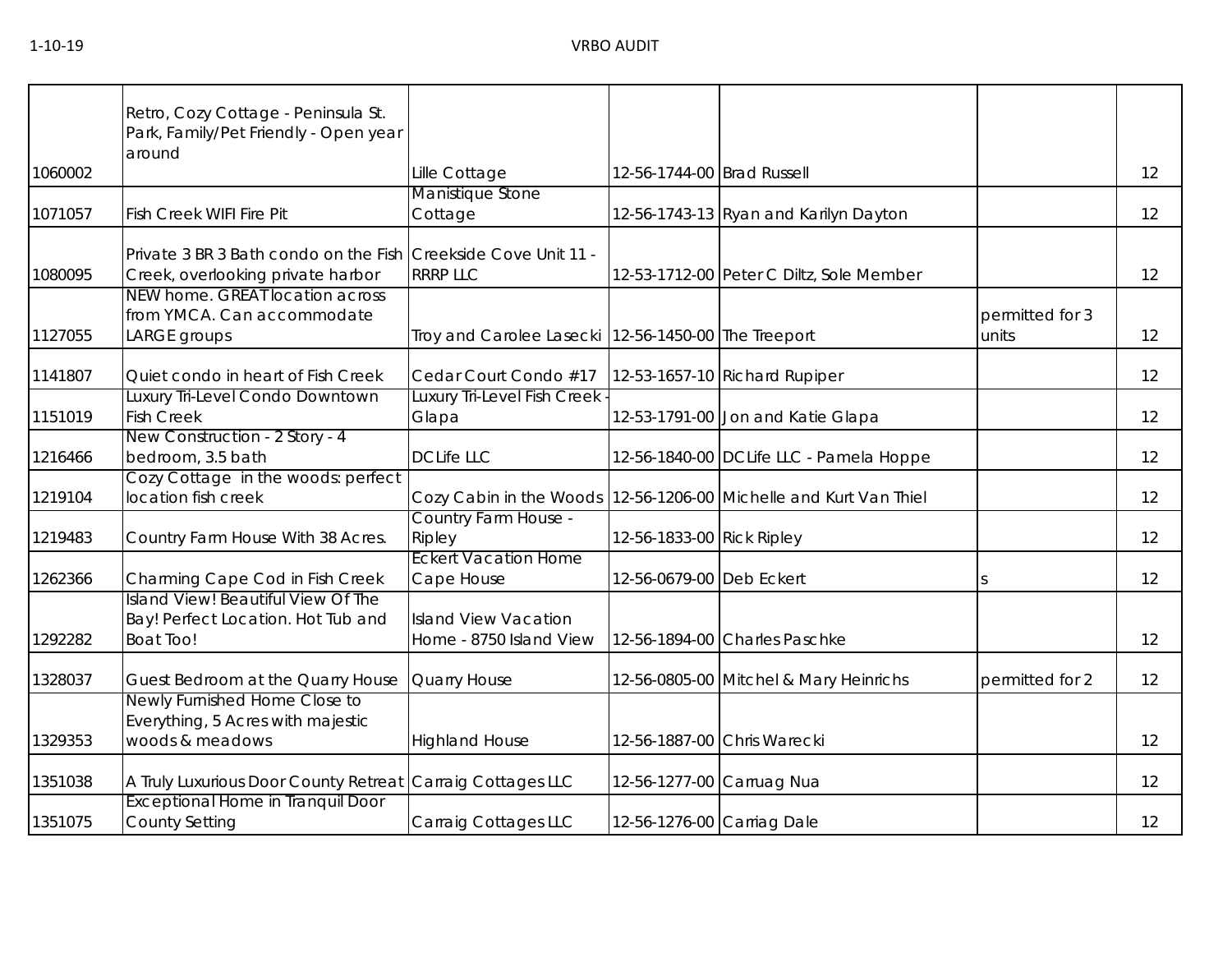| | | | | | | |
|---|---|---|---|---|---|---|
| 1060002 | Retro, Cozy Cottage - Peninsula St. Park, Family/Pet Friendly - Open year around | Lille Cottage | 12-56-1744-00 | Brad Russell | | 12 |
| 1071057 | Fish Creek WIFI Fire Pit | Manistique Stone Cottage | 12-56-1743-13 | Ryan and Karilyn Dayton | | 12 |
| 1080095 | Private 3 BR 3 Bath condo on the Fish Creek, overlooking private harbor | Creekside Cove Unit 11 - RRRP LLC | 12-53-1712-00 | Peter C Diltz, Sole Member | | 12 |
| 1127055 | NEW home. GREAT location across from YMCA. Can accommodate LARGE groups | Troy and Carolee Lasecki | 12-56-1450-00 | The Treeport | permitted for 3 units | 12 |
| 1141807 | Quiet condo in heart of Fish Creek | Cedar Court Condo #17 | 12-53-1657-10 | Richard Rupiper | | 12 |
| 1151019 | Luxury Tri-Level Condo Downtown Fish Creek | Luxury Tri-Level Fish Creek - Glapa | 12-53-1791-00 | Jon and Katie Glapa | | 12 |
| 1216466 | New Construction - 2 Story - 4 bedroom, 3.5 bath | DC Life LLC | 12-56-1840-00 | DC Life LLC - Pamela Hoppe | | 12 |
| 1219104 | Cozy Cottage in the woods: perfect location fish creek | Cozy Cabin in the Woods | 12-56-1206-00 | Michelle and Kurt Van Thiel | | 12 |
| 1219483 | Country Farm House With 38 Acres. | Country Farm House - Ripley | 12-56-1833-00 | Rick Ripley | | 12 |
| 1262366 | Charming Cape Cod in Fish Creek | Eckert Vacation Home Cape House | 12-56-0679-00 | Deb Eckert | s | 12 |
| 1292282 | Island View! Beautiful View Of The Bay! Perfect Location. Hot Tub and Boat Too! | Island View Vacation Home - 8750 Island View | 12-56-1894-00 | Charles Paschke | | 12 |
| 1328037 | Guest Bedroom at the Quarry House | Quarry House | 12-56-0805-00 | Mitchel & Mary Heinrichs | permitted for 2 | 12 |
| 1329353 | Newly Furnished Home Close to Everything, 5 Acres with majestic woods & meadows | Highland House | 12-56-1887-00 | Chris Warecki | | 12 |
| 1351038 | A Truly Luxurious Door County Retreat | Carraig Cottages LLC | 12-56-1277-00 | Carruag Nua | | 12 |
| 1351075 | Exceptional Home in Tranquil Door County Setting | Carraig Cottages LLC | 12-56-1276-00 | Carriag Dale | | 12 |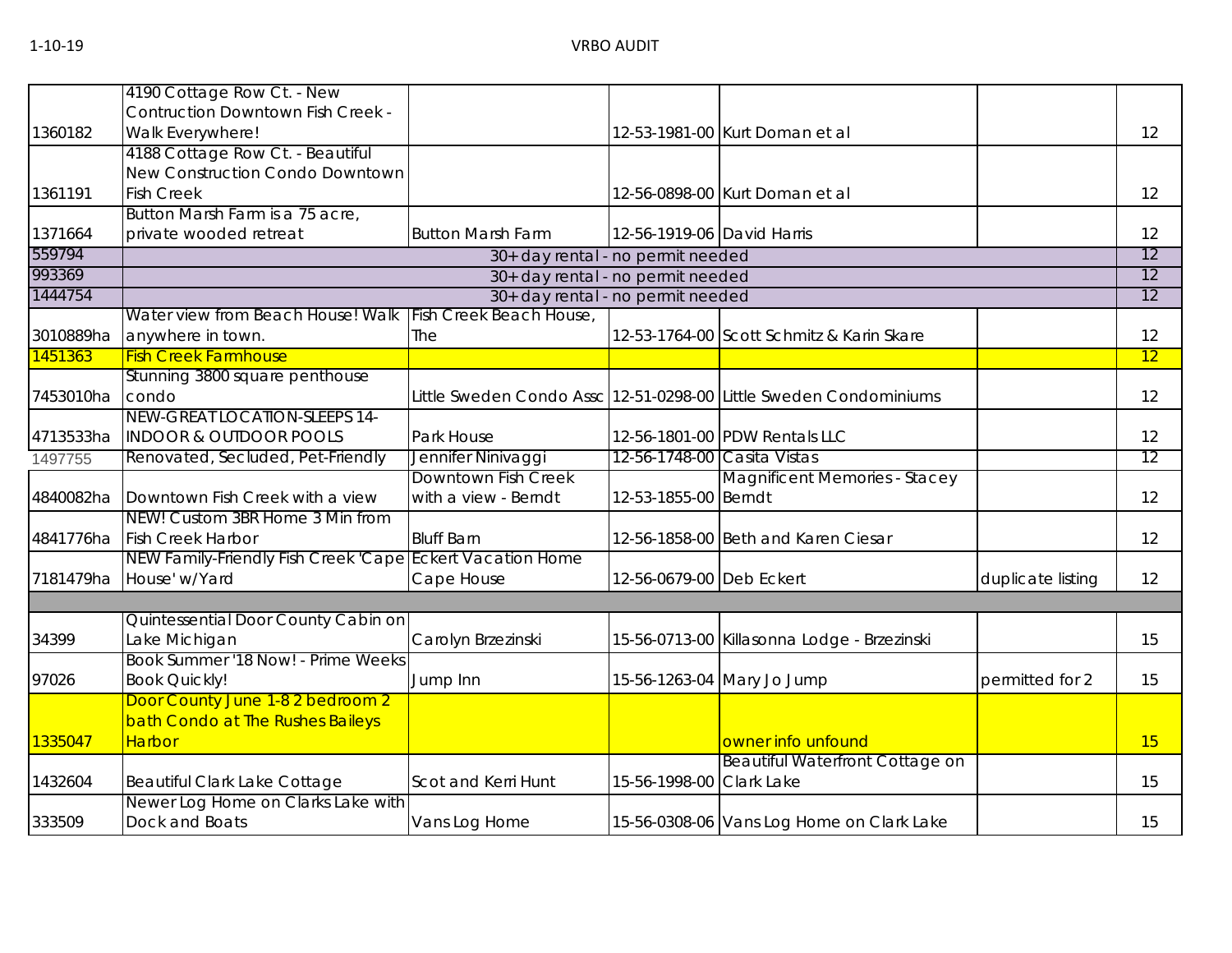| | | | | | | |
|---|---|---|---|---|---|---|
| 1360182 | 4190 Cottage Row Ct. - New Contruction Downtown Fish Creek - Walk Everywhere! | | 12-53-1981-00 | Kurt Doman et al | | 12 |
| 1361191 | 4188 Cottage Row Ct. - Beautiful New Construction Condo Downtown Fish Creek | | 12-56-0898-00 | Kurt Doman et al | | 12 |
| 1371664 | Button Marsh Farm is a 75 acre, private wooded retreat | Button Marsh Farm | 12-56-1919-06 | David Harris | | 12 |
| 559794 | 30+ day rental - no permit needed | | | | | 12 |
| 993369 | 30+ day rental - no permit needed | | | | | 12 |
| 1444754 | 30+ day rental - no permit needed | | | | | 12 |
| 3010889ha | Water view from Beach House! Walk anywhere in town. | Fish Creek Beach House, The | 12-53-1764-00 | Scott Schmitz & Karin Skare | | 12 |
| 1451363 | Fish Creek Farmhouse | | | | | 12 |
| 7453010ha | Stunning 3800 square penthouse condo | Little Sweden Condo Assc | 12-51-0298-00 | Little Sweden Condominiums | | 12 |
| 4713533ha | NEW-GREAT LOCATION-SLEEPS 14-INDOOR & OUTDOOR POOLS | Park House | 12-56-1801-00 | PDW Rentals LLC | | 12 |
| 1497755 | Renovated, Secluded, Pet-Friendly | Jennifer Ninivaggi | 12-56-1748-00 | Casita Vistas | | 12 |
| 4840082ha | Downtown Fish Creek with a view | Downtown Fish Creek with a view - Berndt | 12-53-1855-00 | Magnificent Memories - Stacey Berndt | | 12 |
| 4841776ha | NEW! Custom 3BR Home 3 Min from Fish Creek Harbor | Bluff Barn | 12-56-1858-00 | Beth and Karen Ciesar | | 12 |
| 7181479ha | NEW Family-Friendly Fish Creek 'Cape House' w/Yard | Eckert Vacation Home Cape House | 12-56-0679-00 | Deb Eckert | duplicate listing | 12 |
| | | | | | | |
| 34399 | Quintessential Door County Cabin on Lake Michigan | Carolyn Brzezinski | 15-56-0713-00 | Killasonna Lodge - Brzezinski | | 15 |
| 97026 | Book Summer '18 Now! - Prime Weeks Book Quickly! | Jump Inn | 15-56-1263-04 | Mary Jo Jump | permitted for 2 | 15 |
| 1335047 | Door County June 1-8 2 bedroom 2 bath Condo at The Rushes Baileys Harbor | | | owner info unfound | | 15 |
| 1432604 | Beautiful Clark Lake Cottage | Scot and Kerri Hunt | 15-56-1998-00 | Beautiful Waterfront Cottage on Clark Lake | | 15 |
| 333509 | Newer Log Home on Clarks Lake with Dock and Boats | Vans Log Home | 15-56-0308-06 | Vans Log Home on Clark Lake | | 15 |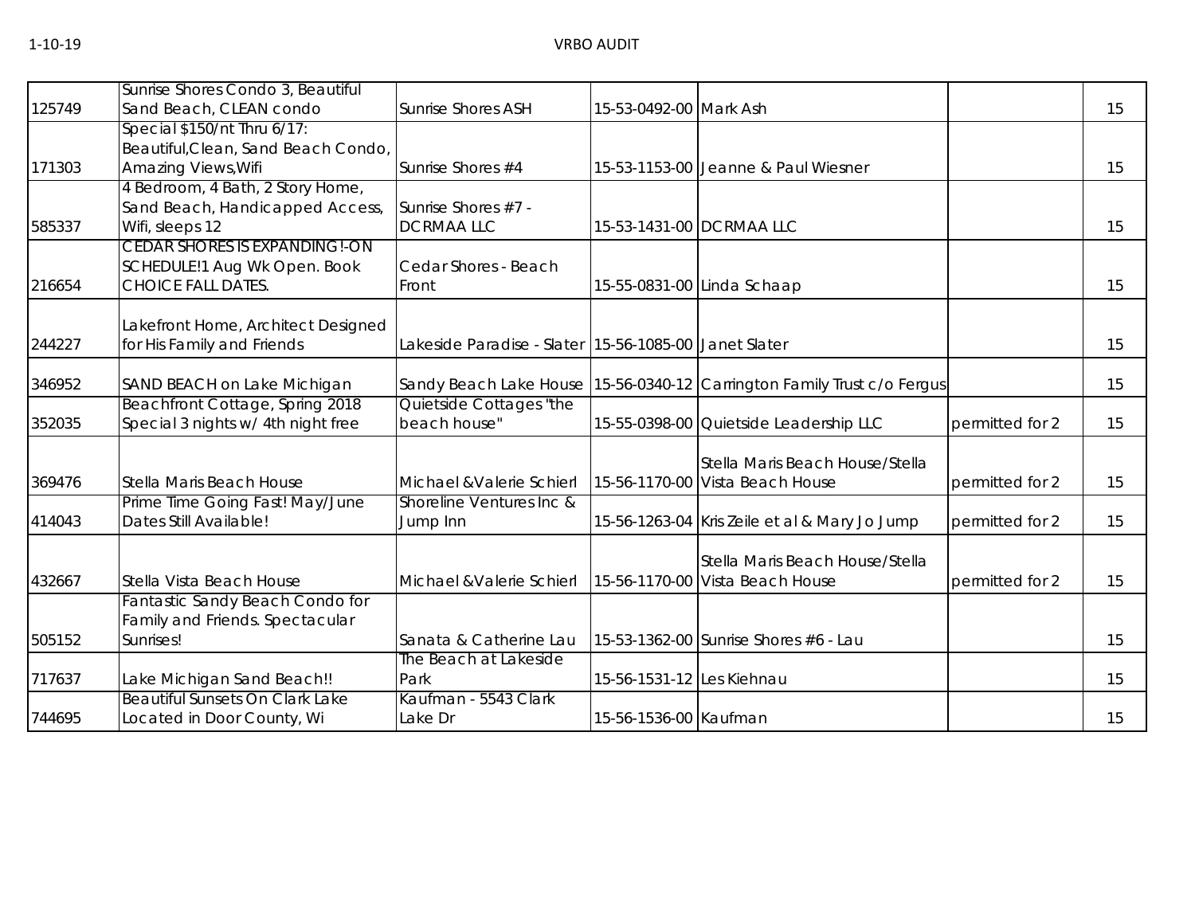| | | | | | | |
|---|---|---|---|---|---|---|
| 125749 | Sunrise Shores Condo 3, Beautiful Sand Beach, CLEAN condo | Sunrise Shores ASH | 15-53-0492-00 | Mark Ash | | 15 |
| 171303 | Special $150/nt Thru 6/17: Beautiful,Clean, Sand Beach Condo, Amazing Views,Wifi | Sunrise Shores #4 | 15-53-1153-00 | Jeanne & Paul Wiesner | | 15 |
| 585337 | 4 Bedroom, 4 Bath, 2 Story Home, Sand Beach, Handicapped Access, Wifi, sleeps 12 | Sunrise Shores #7 - DCRMAA LLC | 15-53-1431-00 | DCRMAA LLC | | 15 |
| 216654 | CEDAR SHORES IS EXPANDING!-ON SCHEDULE!1 Aug Wk Open. Book CHOICE FALL DATES. | Cedar Shores - Beach Front | 15-55-0831-00 | Linda Schaap | | 15 |
| 244227 | Lakefront Home, Architect Designed for His Family and Friends | Lakeside Paradise - Slater | 15-56-1085-00 | Janet Slater | | 15 |
| 346952 | SAND BEACH on Lake Michigan | Sandy Beach Lake House | 15-56-0340-12 | Carrington Family Trust c/o Fergus | | 15 |
| 352035 | Beachfront Cottage, Spring 2018 Special 3 nights w/ 4th night free | Quietside Cottages "the beach house" | 15-55-0398-00 | Quietside Leadership LLC | permitted for 2 | 15 |
| 369476 | Stella Maris Beach House | Michael &Valerie Schierl | 15-56-1170-00 | Stella Maris Beach House/Stella Vista Beach House | permitted for 2 | 15 |
| 414043 | Prime Time Going Fast! May/June Dates Still Available! | Shoreline Ventures Inc & Jump Inn | 15-56-1263-04 | Kris Zeile et al & Mary Jo Jump | permitted for 2 | 15 |
| 432667 | Stella Vista Beach House | Michael &Valerie Schierl | 15-56-1170-00 | Stella Maris Beach House/Stella Vista Beach House | permitted for 2 | 15 |
| 505152 | Fantastic Sandy Beach Condo for Family and Friends. Spectacular Sunrises! | Sanata & Catherine Lau | 15-53-1362-00 | Sunrise Shores #6 - Lau | | 15 |
| 717637 | Lake Michigan Sand Beach!! | The Beach at Lakeside Park | 15-56-1531-12 | Les Kiehnau | | 15 |
| 744695 | Beautiful Sunsets On Clark Lake Located in Door County, Wi | Kaufman - 5543 Clark Lake Dr | 15-56-1536-00 | Kaufman | | 15 |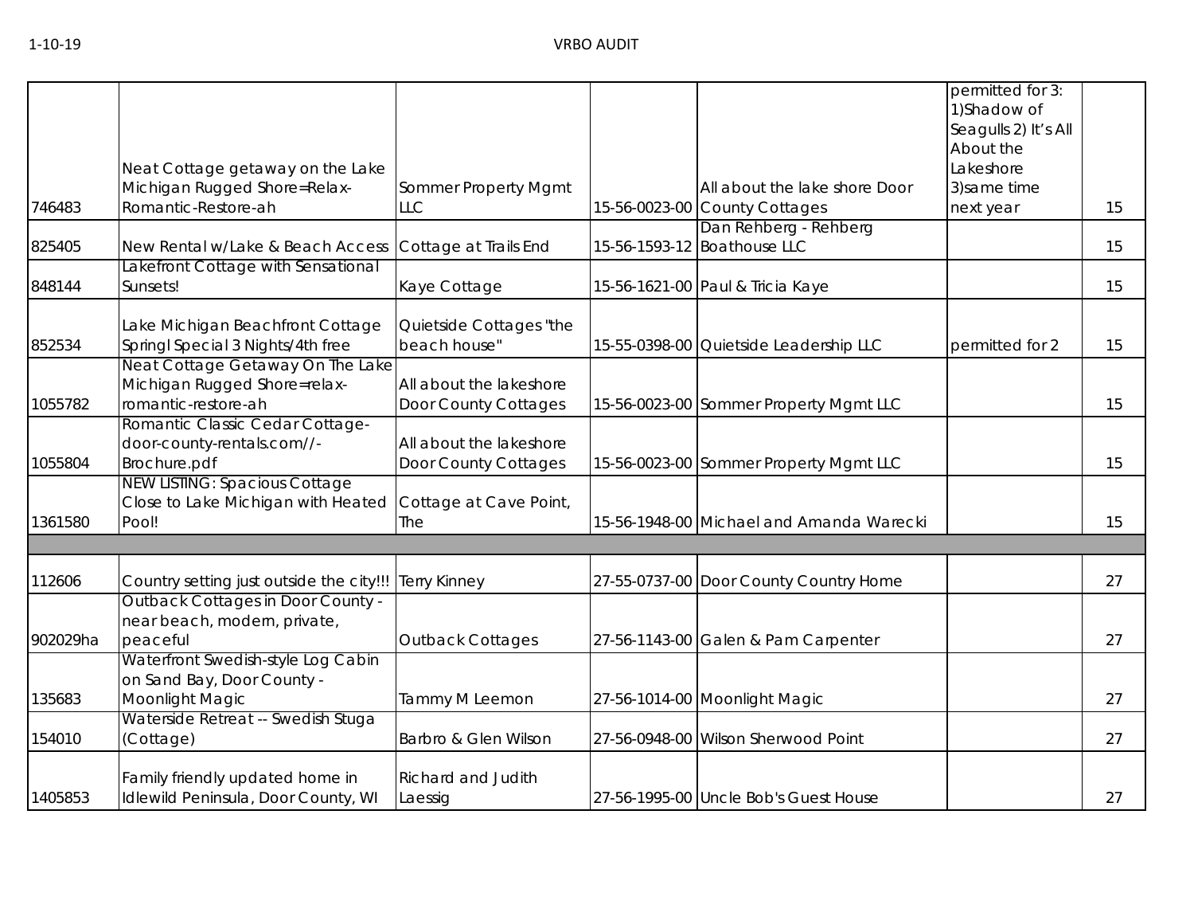| | | | | | | |
|---|---|---|---|---|---|---|
| 746483 | Neat Cottage getaway on the Lake Michigan Rugged Shore=Relax-Romantic-Restore-ah | Sommer Property Mgmt LLC | 15-56-0023-00 | All about the lake shore Door County Cottages | permitted for 3: 1)Shadow of Seagulls 2) It's All About the Lakeshore 3)same time next year | 15 |
| 825405 | New Rental w/Lake & Beach Access | Cottage at Trails End | 15-56-1593-12 | Dan Rehberg - Rehberg Boathouse LLC | | 15 |
| 848144 | Lakefront Cottage with Sensational Sunsets! | Kaye Cottage | 15-56-1621-00 | Paul & Tricia Kaye | | 15 |
| 852534 | Lake Michigan Beachfront Cottage Springl Special 3 Nights/4th free | Quietside Cottages "the beach house" | 15-55-0398-00 | Quietside Leadership LLC | permitted for 2 | 15 |
| 1055782 | Neat Cottage Getaway On The Lake Michigan Rugged Shore=relax-romantic-restore-ah | All about the lakeshore Door County Cottages | 15-56-0023-00 | Sommer Property Mgmt LLC | | 15 |
| 1055804 | Romantic Classic Cedar Cottage-door-county-rentals.com//-Brochure.pdf | All about the lakeshore Door County Cottages | 15-56-0023-00 | Sommer Property Mgmt LLC | | 15 |
| 1361580 | NEW LISTING: Spacious Cottage Close to Lake Michigan with Heated Pool! | Cottage at Cave Point, The | 15-56-1948-00 | Michael and Amanda Warecki | | 15 |
| | | | | | | |
| 112606 | Country setting just outside the city!!! | Terry Kinney | 27-55-0737-00 | Door County Country Home | | 27 |
| 902029ha | Outback Cottages in Door County - near beach, modern, private, peaceful | Outback Cottages | 27-56-1143-00 | Galen & Pam Carpenter | | 27 |
| 135683 | Waterfront Swedish-style Log Cabin on Sand Bay, Door County - Moonlight Magic | Tammy M Leemon | 27-56-1014-00 | Moonlight Magic | | 27 |
| 154010 | Waterside Retreat -- Swedish Stuga (Cottage) | Barbro & Glen Wilson | 27-56-0948-00 | Wilson Sherwood Point | | 27 |
| 1405853 | Family friendly updated home in Idlewild Peninsula, Door County, WI | Richard and Judith Laessig | 27-56-1995-00 | Uncle Bob's Guest House | | 27 |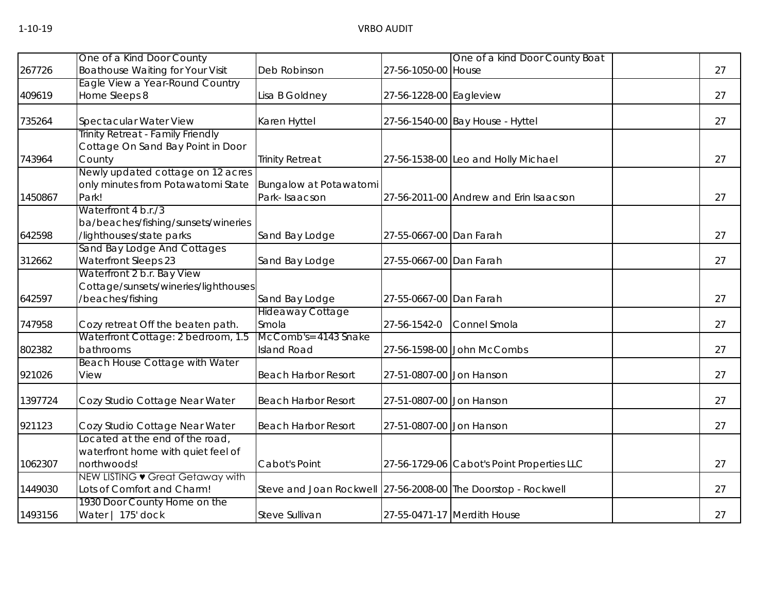| | | | | | | |
|---|---|---|---|---|---|---|
| 267726 | One of a Kind Door County Boathouse Waiting for Your Visit | Deb Robinson | 27-56-1050-00 | One of a kind Door County Boat House | | 27 |
| 409619 | Eagle View a Year-Round Country Home Sleeps 8 | Lisa B Goldney | 27-56-1228-00 | Eagleview | | 27 |
| 735264 | Spectacular Water View | Karen Hyttel | 27-56-1540-00 | Bay House - Hyttel | | 27 |
| 743964 | Trinity Retreat - Family Friendly Cottage On Sand Bay Point in Door County | Trinity Retreat | 27-56-1538-00 | Leo and Holly Michael | | 27 |
| 1450867 | Newly updated cottage on 12 acres only minutes from Potawatomi State Park! | Bungalow at Potawatomi Park- Isaacson | 27-56-2011-00 | Andrew and Erin Isaacson | | 27 |
| 642598 | Waterfront 4 b.r./3 ba/beaches/fishing/sunsets/wineries/lighthouses/state parks | Sand Bay Lodge | 27-55-0667-00 | Dan Farah | | 27 |
| 312662 | Sand Bay Lodge And Cottages Waterfront Sleeps 23 | Sand Bay Lodge | 27-55-0667-00 | Dan Farah | | 27 |
| 642597 | Waterfront 2 b.r. Bay View Cottage/sunsets/wineries/lighthouses/beaches/fishing | Sand Bay Lodge | 27-55-0667-00 | Dan Farah | | 27 |
| 747958 | Cozy retreat Off the beaten path. | Hideaway Cottage Smola | 27-56-1542-0 | Connel Smola | | 27 |
| 802382 | Waterfront Cottage: 2 bedroom, 1.5 bathrooms | McComb's=4143 Snake Island Road | 27-56-1598-00 | John McCombs | | 27 |
| 921026 | Beach House Cottage with Water View | Beach Harbor Resort | 27-51-0807-00 | Jon Hanson | | 27 |
| 1397724 | Cozy Studio Cottage Near Water | Beach Harbor Resort | 27-51-0807-00 | Jon Hanson | | 27 |
| 921123 | Cozy Studio Cottage Near Water | Beach Harbor Resort | 27-51-0807-00 | Jon Hanson | | 27 |
| 1062307 | Located at the end of the road, waterfront home with quiet feel of northwoods! | Cabot's Point | 27-56-1729-06 | Cabot's Point Properties LLC | | 27 |
| 1449030 | NEW LISTING ♥ Great Getaway with Lots of Comfort and Charm! | Steve and Joan Rockwell | 27-56-2008-00 | The Doorstop - Rockwell | | 27 |
| 1493156 | 1930 Door County Home on the Water \| 175' dock | Steve Sullivan | 27-55-0471-17 | Merdith House | | 27 |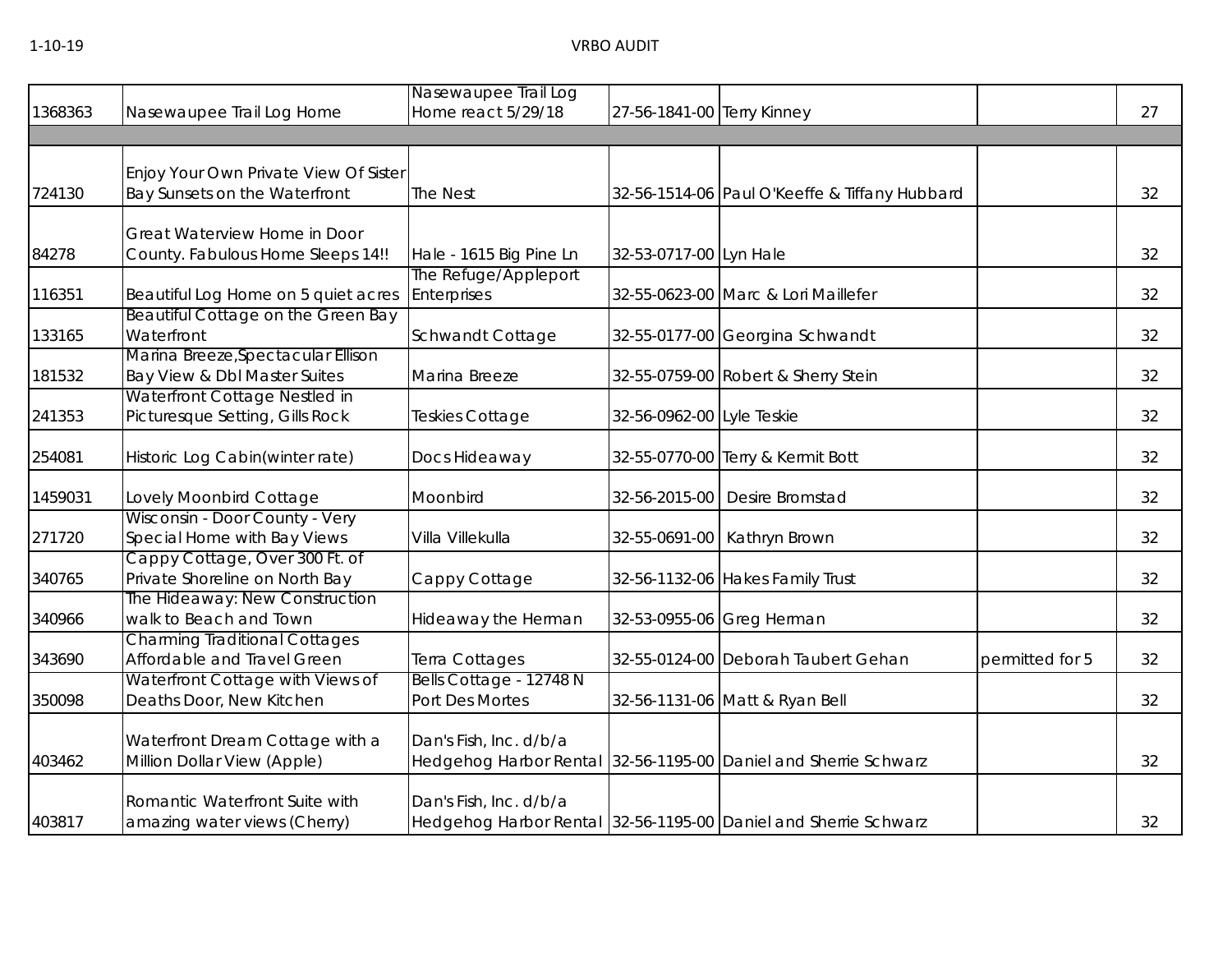| | | | | | | |
|---|---|---|---|---|---|---|
| 1368363 | Nasewaupee Trail Log Home | Nasewaupee Trail Log Home react 5/29/18 | 27-56-1841-00 | Terry Kinney | | 27 |
| | | | | | | |
| 724130 | Enjoy Your Own Private View Of Sister Bay Sunsets on the Waterfront | The Nest | 32-56-1514-06 | Paul O'Keeffe & Tiffany Hubbard | | 32 |
| 84278 | Great Waterview Home in Door County. Fabulous Home Sleeps 14!! | Hale - 1615 Big Pine Ln | 32-53-0717-00 | Lyn Hale | | 32 |
| 116351 | Beautiful Log Home on 5 quiet acres | The Refuge/Appleport Enterprises | 32-55-0623-00 | Marc & Lori Maillefer | | 32 |
| 133165 | Beautiful Cottage on the Green Bay Waterfront | Schwandt Cottage | 32-55-0177-00 | Georgina Schwandt | | 32 |
| 181532 | Marina Breeze,Spectacular Ellison Bay View & Dbl Master Suites | Marina Breeze | 32-55-0759-00 | Robert & Sherry Stein | | 32 |
| 241353 | Waterfront Cottage Nestled in Picturesque Setting, Gills Rock | Teskies Cottage | 32-56-0962-00 | Lyle Teskie | | 32 |
| 254081 | Historic Log Cabin(winter rate) | Docs Hideaway | 32-55-0770-00 | Terry & Kermit Bott | | 32 |
| 1459031 | Lovely Moonbird Cottage | Moonbird | 32-56-2015-00 | Desire Bromstad | | 32 |
| 271720 | Wisconsin - Door County - Very Special Home with Bay Views | Villa Villekulla | 32-55-0691-00 | Kathryn Brown | | 32 |
| 340765 | Cappy Cottage, Over 300 Ft. of Private Shoreline on North Bay | Cappy Cottage | 32-56-1132-06 | Hakes Family Trust | | 32 |
| 340966 | The Hideaway: New Construction walk to Beach and Town | Hideaway the Herman | 32-53-0955-06 | Greg Herman | | 32 |
| 343690 | Charming Traditional Cottages Affordable and Travel Green | Terra Cottages | 32-55-0124-00 | Deborah Taubert Gehan | permitted for 5 | 32 |
| 350098 | Waterfront Cottage with Views of Deaths Door, New Kitchen | Bells Cottage - 12748 N Port Des Mortes | 32-56-1131-06 | Matt & Ryan Bell | | 32 |
| 403462 | Waterfront Dream Cottage with a Million Dollar View (Apple) | Dan's Fish, Inc. d/b/a Hedgehog Harbor Rental | 32-56-1195-00 | Daniel and Sherrie Schwarz | | 32 |
| 403817 | Romantic Waterfront Suite with amazing water views (Cherry) | Dan's Fish, Inc. d/b/a Hedgehog Harbor Rental | 32-56-1195-00 | Daniel and Sherrie Schwarz | | 32 |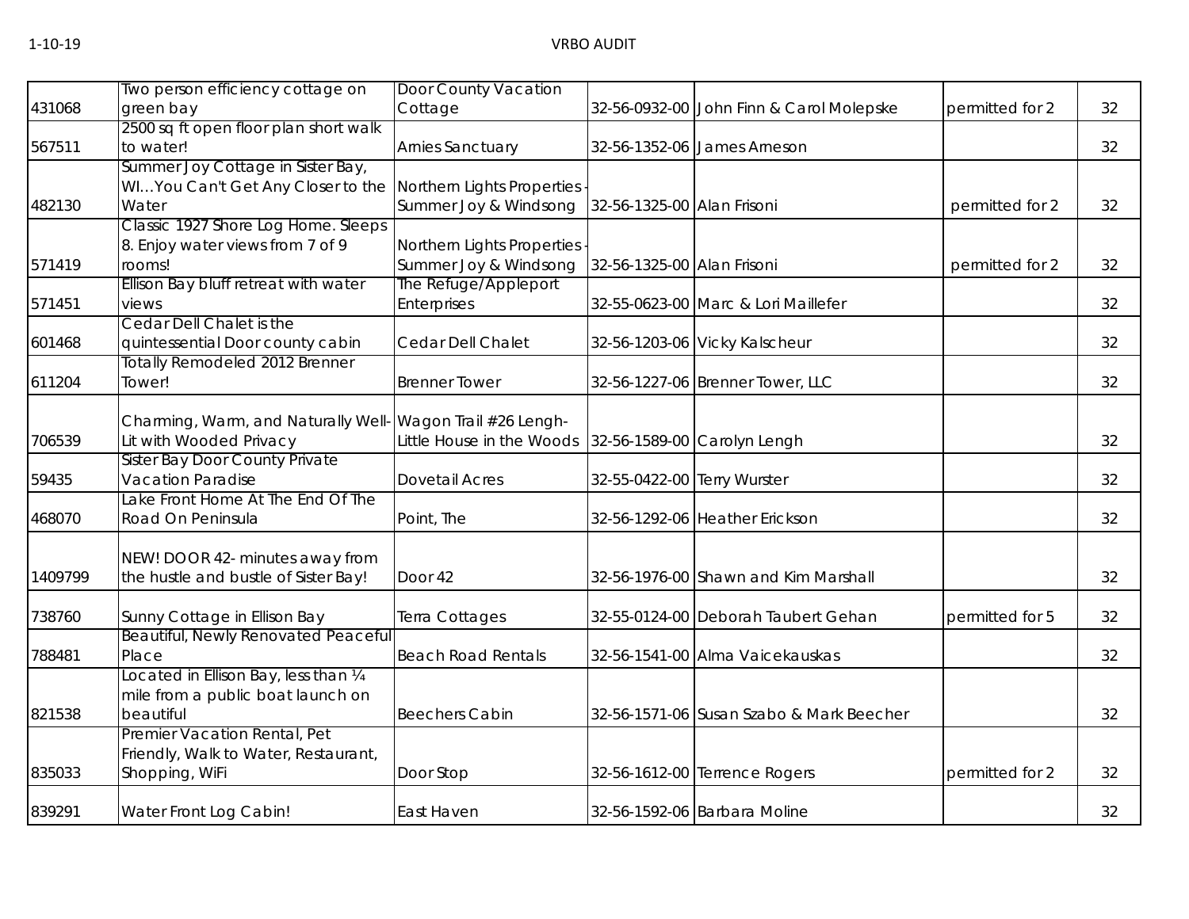| | | | | | | |
|---|---|---|---|---|---|---|
| 431068 | Two person efficiency cottage on green bay | Door County Vacation Cottage | 32-56-0932-00 | John Finn & Carol Molepske | permitted for 2 | 32 |
| 567511 | 2500 sq ft open floor plan short walk to water! | Arnies Sanctuary | 32-56-1352-06 | James Arneson | | 32 |
| 482130 | Summer Joy Cottage in Sister Bay, WI…You Can't Get Any Closer to the Water | Northern Lights Properties - Summer Joy & Windsong | 32-56-1325-00 | Alan Frisoni | permitted for 2 | 32 |
| 571419 | Classic 1927 Shore Log Home. Sleeps 8. Enjoy water views from 7 of 9 rooms! | Northern Lights Properties - Summer Joy & Windsong | 32-56-1325-00 | Alan Frisoni | permitted for 2 | 32 |
| 571451 | Ellison Bay bluff retreat with water views | The Refuge/Appleport Enterprises | 32-55-0623-00 | Marc & Lori Maillefer | | 32 |
| 601468 | Cedar Dell Chalet is the quintessential Door county cabin | Cedar Dell Chalet | 32-56-1203-06 | Vicky Kalscheur | | 32 |
| 611204 | Totally Remodeled 2012 Brenner Tower! | Brenner Tower | 32-56-1227-06 | Brenner Tower, LLC | | 32 |
| 706539 | Charming, Warm, and Naturally Well-Lit with Wooded Privacy | Wagon Trail #26 Lengh-Little House in the Woods | 32-56-1589-00 | Carolyn Lengh | | 32 |
| 59435 | Sister Bay Door County Private Vacation Paradise | Dovetail Acres | 32-55-0422-00 | Terry Wurster | | 32 |
| 468070 | Lake Front Home At The End Of The Road On Peninsula | Point, The | 32-56-1292-06 | Heather Erickson | | 32 |
| 1409799 | NEW! DOOR 42- minutes away from the hustle and bustle of Sister Bay! | Door 42 | 32-56-1976-00 | Shawn and Kim Marshall | | 32 |
| 738760 | Sunny Cottage in Ellison Bay | Terra Cottages | 32-55-0124-00 | Deborah Taubert Gehan | permitted for 5 | 32 |
| 788481 | Beautiful, Newly Renovated Peaceful Place | Beach Road Rentals | 32-56-1541-00 | Alma Vaicekauskas | | 32 |
| 821538 | Located in Ellison Bay, less than ¼ mile from a public boat launch on beautiful | Beechers Cabin | 32-56-1571-06 | Susan Szabo & Mark Beecher | | 32 |
| 835033 | Premier Vacation Rental, Pet Friendly, Walk to Water, Restaurant, Shopping, WiFi | Door Stop | 32-56-1612-00 | Terrence Rogers | permitted for 2 | 32 |
| 839291 | Water Front Log Cabin! | East Haven | 32-56-1592-06 | Barbara Moline | | 32 |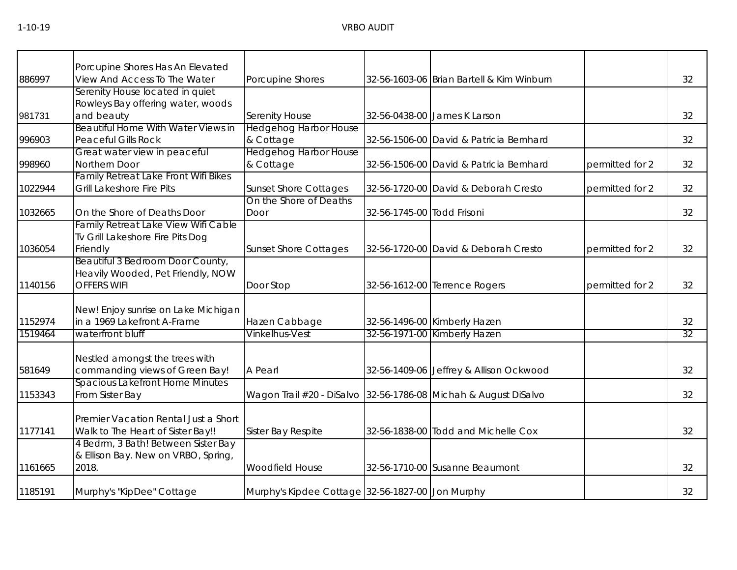| | | | | | | |
|---|---|---|---|---|---|---|
| 886997 | Porcupine Shores Has An Elevated View And Access To The Water | Porcupine Shores | 32-56-1603-06 | Brian Bartell & Kim Winburn | | 32 |
| 981731 | Serenity House located in quiet Rowleys Bay offering water, woods and beauty | Serenity House | 32-56-0438-00 | James K Larson | | 32 |
| 996903 | Beautiful Home With Water Views in Peaceful Gills Rock | Hedgehog Harbor House & Cottage | 32-56-1506-00 | David & Patricia Bernhard | | 32 |
| 998960 | Great water view in peaceful Northern Door | Hedgehog Harbor House & Cottage | 32-56-1506-00 | David & Patricia Bernhard | permitted for 2 | 32 |
| 1022944 | Family Retreat Lake Front Wifi Bikes Grill Lakeshore Fire Pits | Sunset Shore Cottages | 32-56-1720-00 | David & Deborah Cresto | permitted for 2 | 32 |
| 1032665 | On the Shore of Deaths Door | On the Shore of Deaths Door | 32-56-1745-00 | Todd Frisoni | | 32 |
| 1036054 | Family Retreat Lake View Wifi Cable Tv Grill Lakeshore Fire Pits Dog Friendly | Sunset Shore Cottages | 32-56-1720-00 | David & Deborah Cresto | permitted for 2 | 32 |
| 1140156 | Beautiful 3 Bedroom Door County, Heavily Wooded, Pet Friendly, NOW OFFERS WIFI | Door Stop | 32-56-1612-00 | Terrence Rogers | permitted for 2 | 32 |
| 1152974 | New! Enjoy sunrise on Lake Michigan in a 1969 Lakefront A-Frame | Hazen Cabbage | 32-56-1496-00 | Kimberly Hazen | | 32 |
| 1519464 | waterfront bluff | Vinkelhus-Vest | 32-56-1971-00 | Kimberly Hazen | | 32 |
| 581649 | Nestled amongst the trees with commanding views of Green Bay! | A Pearl | 32-56-1409-06 | Jeffrey & Allison Ockwood | | 32 |
| 1153343 | Spacious Lakefront Home Minutes From Sister Bay | Wagon Trail #20 - DiSalvo | 32-56-1786-08 | Michah & August DiSalvo | | 32 |
| 1177141 | Premier Vacation Rental Just a Short Walk to The Heart of Sister Bay!! | Sister Bay Respite | 32-56-1838-00 | Todd and Michelle Cox | | 32 |
| 1161665 | 4 Bedrm, 3 Bath! Between Sister Bay & Ellison Bay. New on VRBO, Spring, 2018. | Woodfield House | 32-56-1710-00 | Susanne Beaumont | | 32 |
| 1185191 | Murphy's "KipDee" Cottage | Murphy's Kipdee Cottage | 32-56-1827-00 | Jon Murphy | | 32 |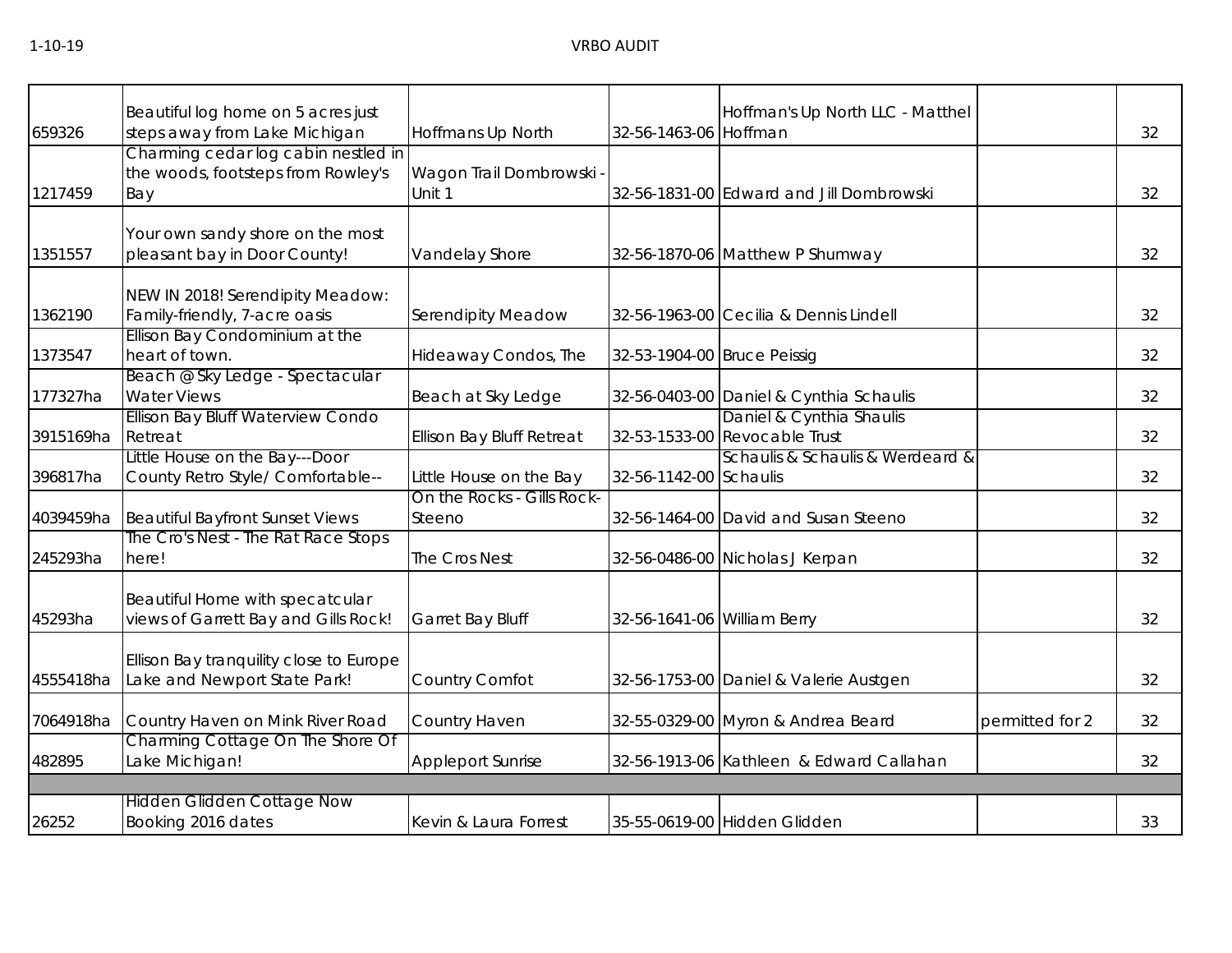| | | | | | | |
|---|---|---|---|---|---|---|
| 659326 | Beautiful log home on 5 acres just steps away from Lake Michigan | Hoffmans Up North | 32-56-1463-06 | Hoffman's Up North LLC - Matthel Hoffman | | 32 |
| 1217459 | Charming cedar log cabin nestled in the woods, footsteps from Rowley's Bay | Wagon Trail Dombrowski - Unit 1 | 32-56-1831-00 | Edward and Jill Dombrowski | | 32 |
| 1351557 | Your own sandy shore on the most pleasant bay in Door County! | Vandelay Shore | 32-56-1870-06 | Matthew P Shumway | | 32 |
| 1362190 | NEW IN 2018! Serendipity Meadow: Family-friendly, 7-acre oasis | Serendipity Meadow | 32-56-1963-00 | Cecilia & Dennis Lindell | | 32 |
| 1373547 | Ellison Bay Condominium at the heart of town. | Hideaway Condos, The | 32-53-1904-00 | Bruce Peissig | | 32 |
| 177327ha | Beach @ Sky Ledge - Spectacular Water Views | Beach at Sky Ledge | 32-56-0403-00 | Daniel & Cynthia Schaulis | | 32 |
| 3915169ha | Ellison Bay Bluff Waterview Condo Retreat | Ellison Bay Bluff Retreat | 32-53-1533-00 | Daniel & Cynthia Shaulis Revocable Trust | | 32 |
| 396817ha | Little House on the Bay---Door County Retro Style/ Comfortable-- | Little House on the Bay | 32-56-1142-00 | Schaulis & Schaulis & Werdeard & Schaulis | | 32 |
| 4039459ha | Beautiful Bayfront Sunset Views | On the Rocks - Gills Rock-Steeno | 32-56-1464-00 | David and Susan Steeno | | 32 |
| 245293ha | The Cro's Nest - The Rat Race Stops here! | The Cros Nest | 32-56-0486-00 | Nicholas J Kerpan | | 32 |
| 45293ha | Beautiful Home with specatcular views of Garrett Bay and Gills Rock! | Garret Bay Bluff | 32-56-1641-06 | William Berry | | 32 |
| 4555418ha | Ellison Bay tranquility close to Europe Lake and Newport State Park! | Country Comfot | 32-56-1753-00 | Daniel & Valerie Austgen | | 32 |
| 7064918ha | Country Haven on Mink River Road | Country Haven | 32-55-0329-00 | Myron & Andrea Beard | permitted for 2 | 32 |
| 482895 | Charming Cottage On The Shore Of Lake Michigan! | Appleport Sunrise | 32-56-1913-06 | Kathleen & Edward Callahan | | 32 |
| | | | | | | |
| 26252 | Hidden Glidden Cottage Now Booking 2016 dates | Kevin & Laura Forrest | 35-55-0619-00 | Hidden Glidden | | 33 |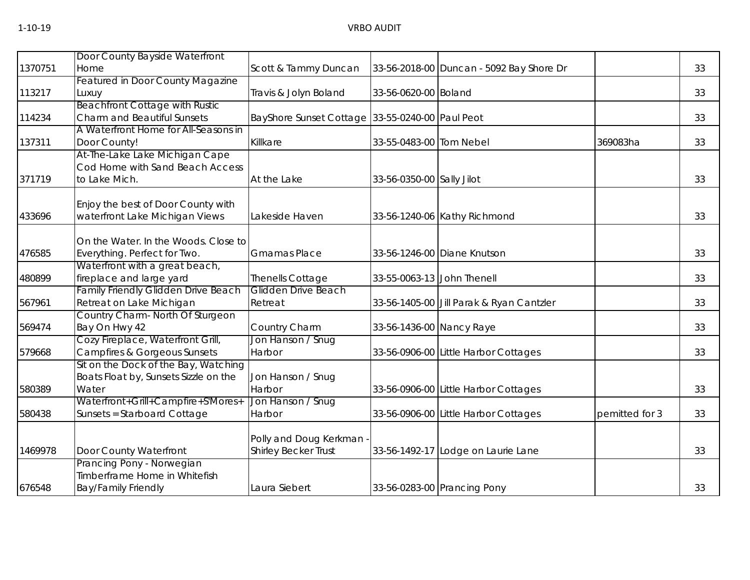| | | | | | | |
|---|---|---|---|---|---|---|
| 1370751 | Door County Bayside Waterfront Home | Scott & Tammy Duncan | 33-56-2018-00 | Duncan - 5092 Bay Shore Dr | | 33 |
| 113217 | Featured in Door County Magazine Luxuy | Travis & Jolyn Boland | 33-56-0620-00 | Boland | | 33 |
| 114234 | Beachfront Cottage with Rustic Charm and Beautiful Sunsets | BayShore Sunset Cottage | 33-55-0240-00 | Paul Peot | | 33 |
| 137311 | A Waterfront Home for All-Seasons in Door County! | Killkare | 33-55-0483-00 | Tom Nebel | 369083ha | 33 |
| 371719 | At-The-Lake Lake Michigan Cape Cod Home with Sand Beach Access to Lake Mich. | At the Lake | 33-56-0350-00 | Sally Jilot | | 33 |
| 433696 | Enjoy the best of Door County with waterfront Lake Michigan Views | Lakeside Haven | 33-56-1240-06 | Kathy Richmond | | 33 |
| 476585 | On the Water. In the Woods. Close to Everything. Perfect for Two. | Gmamas Place | 33-56-1246-00 | Diane Knutson | | 33 |
| 480899 | Waterfront with a great beach, fireplace and large yard | Thenells Cottage | 33-55-0063-13 | John Thenell | | 33 |
| 567961 | Family Friendly Glidden Drive Beach Retreat on Lake Michigan | Glidden Drive Beach Retreat | 33-56-1405-00 | Jill Parak & Ryan Cantzler | | 33 |
| 569474 | Country Charm- North Of Sturgeon Bay On Hwy 42 | Country Charm | 33-56-1436-00 | Nancy Raye | | 33 |
| 579668 | Cozy Fireplace, Waterfront Grill, Campfires & Gorgeous Sunsets | Jon Hanson / Snug Harbor | 33-56-0906-00 | Little Harbor Cottages | | 33 |
| 580389 | Sit on the Dock of the Bay, Watching Boats Float by, Sunsets Sizzle on the Water | Jon Hanson / Snug Harbor | 33-56-0906-00 | Little Harbor Cottages | | 33 |
| 580438 | Waterfront+Grill+Campfire+S'Mores+ Sunsets = Starboard Cottage | Jon Hanson / Snug Harbor | 33-56-0906-00 | Little Harbor Cottages | pemitted for 3 | 33 |
| 1469978 | Door County Waterfront | Polly and Doug Kerkman - Shirley Becker Trust | 33-56-1492-17 | Lodge on Laurie Lane | | 33 |
| 676548 | Prancing Pony - Norwegian Timberframe Home in Whitefish Bay/Family Friendly | Laura Siebert | 33-56-0283-00 | Prancing Pony | | 33 |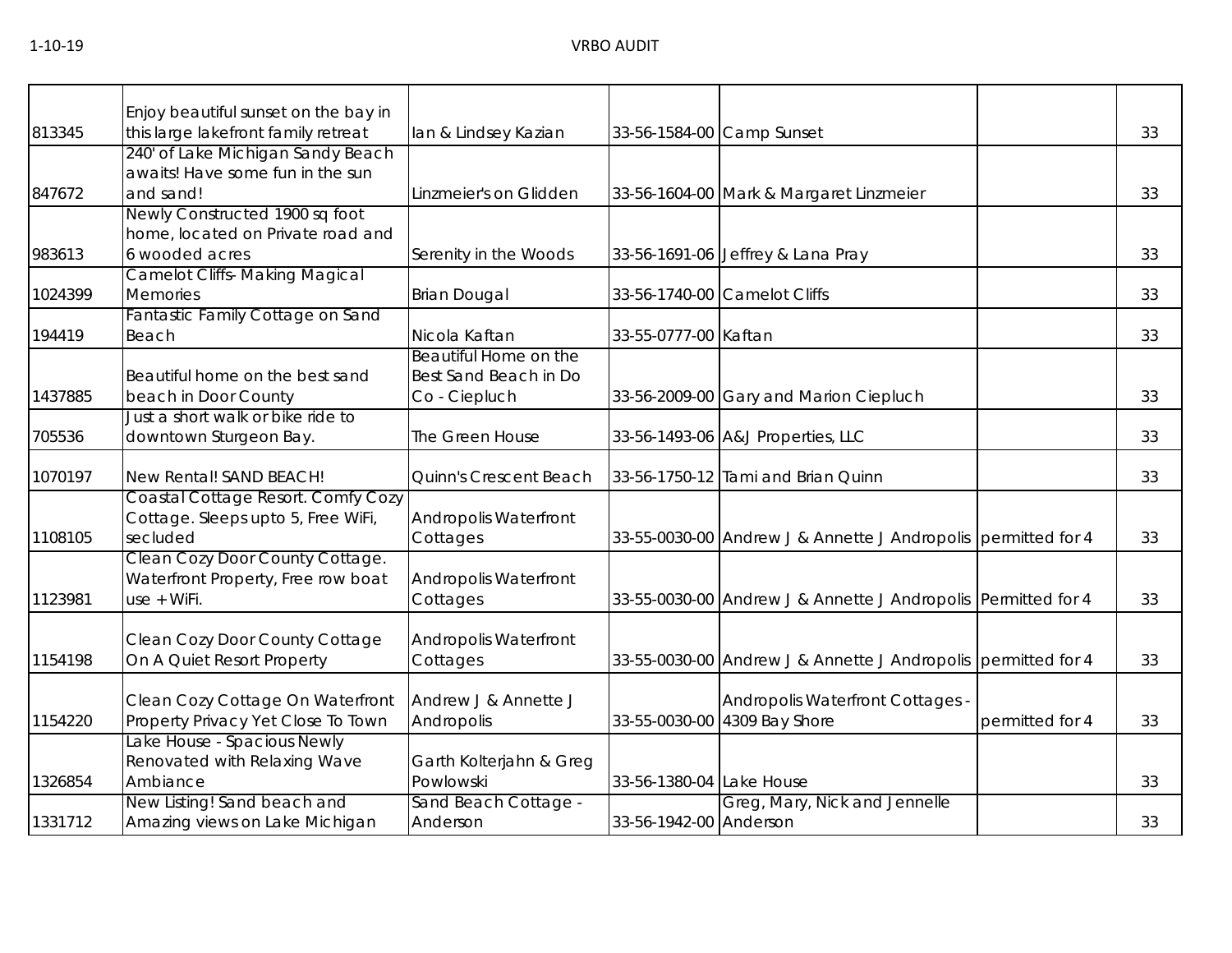| | | | | | | |
|---|---|---|---|---|---|---|
| 813345 | Enjoy beautiful sunset on the bay in this large lakefront family retreat | Ian & Lindsey Kazian | 33-56-1584-00 | Camp Sunset | | 33 |
| 847672 | 240' of Lake Michigan Sandy Beach awaits! Have some fun in the sun and sand! | Linzmeier's on Glidden | 33-56-1604-00 | Mark & Margaret Linzmeier | | 33 |
| 983613 | Newly Constructed 1900 sq foot home, located on Private road and 6 wooded acres | Serenity in the Woods | 33-56-1691-06 | Jeffrey & Lana Pray | | 33 |
| 1024399 | Camelot Cliffs- Making Magical Memories | Brian Dougal | 33-56-1740-00 | Camelot Cliffs | | 33 |
| 194419 | Fantastic Family Cottage on Sand Beach | Nicola Kaftan | 33-55-0777-00 | Kaftan | | 33 |
| 1437885 | Beautiful home on the best sand beach in Door County | Beautiful Home on the Best Sand Beach in Do Co - Ciepluch | 33-56-2009-00 | Gary and Marion Ciepluch | | 33 |
| 705536 | Just a short walk or bike ride to downtown Sturgeon Bay. | The Green House | 33-56-1493-06 | A&J Properties, LLC | | 33 |
| 1070197 | New Rental! SAND BEACH! | Quinn's Crescent Beach | 33-56-1750-12 | Tami and Brian Quinn | | 33 |
| 1108105 | Coastal Cottage Resort. Comfy Cozy Cottage. Sleeps upto 5, Free WiFi, secluded | Andropolis Waterfront Cottages | 33-55-0030-00 | Andrew J & Annette J Andropolis | permitted for 4 | 33 |
| 1123981 | Clean Cozy Door County Cottage. Waterfront Property, Free row boat use + WiFi. | Andropolis Waterfront Cottages | 33-55-0030-00 | Andrew J & Annette J Andropolis | Permitted for 4 | 33 |
| 1154198 | Clean Cozy Door County Cottage On A Quiet Resort Property | Andropolis Waterfront Cottages | 33-55-0030-00 | Andrew J & Annette J Andropolis | permitted for 4 | 33 |
| 1154220 | Clean Cozy Cottage On Waterfront Property Privacy Yet Close To Town | Andrew J & Annette J Andropolis | 33-55-0030-00 | Andropolis Waterfront Cottages - 4309 Bay Shore | permitted for 4 | 33 |
| 1326854 | Lake House - Spacious Newly Renovated with Relaxing Wave Ambiance | Garth Kolterjahn & Greg Powlowski | 33-56-1380-04 | Lake House | | 33 |
| 1331712 | New Listing! Sand beach and Amazing views on Lake Michigan | Sand Beach Cottage - Anderson | 33-56-1942-00 | Greg, Mary, Nick and Jennelle Anderson | | 33 |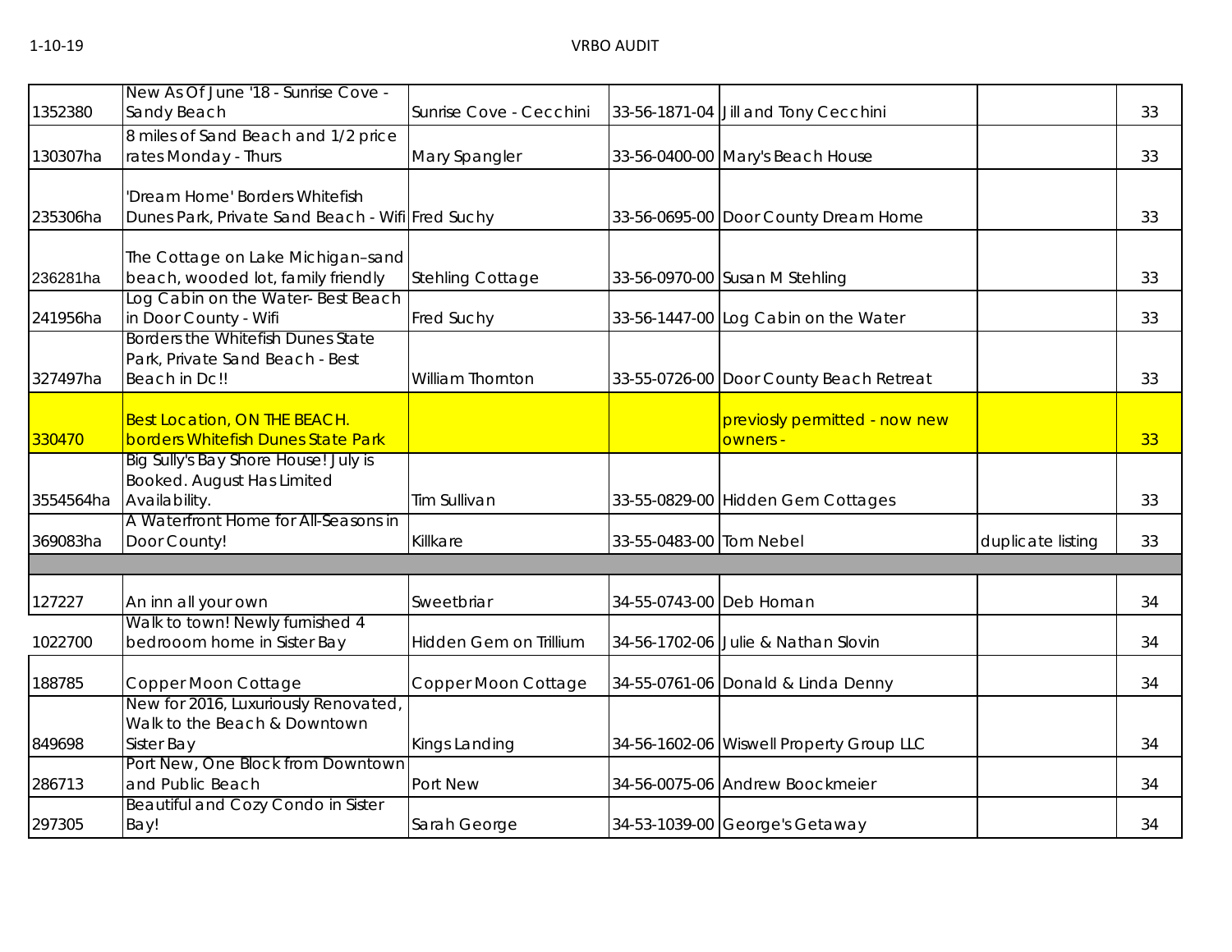| | | | | | | |
|---|---|---|---|---|---|---|
| 1352380 | New As Of June '18 - Sunrise Cove - Sandy Beach | Sunrise Cove - Cecchini | 33-56-1871-04 | Jill and Tony Cecchini | | 33 |
| 130307ha | 8 miles of Sand Beach and 1/2 price rates Monday - Thurs | Mary Spangler | 33-56-0400-00 | Mary's Beach House | | 33 |
| 235306ha | 'Dream Home' Borders Whitefish Dunes Park, Private Sand Beach - Wifi | Fred Suchy | 33-56-0695-00 | Door County Dream Home | | 33 |
| 236281ha | The Cottage on Lake Michigan–sand beach, wooded lot, family friendly | Stehling Cottage | 33-56-0970-00 | Susan M Stehling | | 33 |
| 241956ha | Log Cabin on the Water- Best Beach in Door County - Wifi | Fred Suchy | 33-56-1447-00 | Log Cabin on the Water | | 33 |
| 327497ha | Borders the Whitefish Dunes State Park, Private Sand Beach - Best Beach in Dc!! | William Thornton | 33-55-0726-00 | Door County Beach Retreat | | 33 |
| 330470 | Best Location, ON THE BEACH. borders Whitefish Dunes State Park | | | previosly permitted - now new owners - | | 33 |
| 3554564ha | Big Sully's Bay Shore House! July is Booked. August Has Limited Availability. | Tim Sullivan | 33-55-0829-00 | Hidden Gem Cottages | | 33 |
| 369083ha | A Waterfront Home for All-Seasons in Door County! | Killkare | 33-55-0483-00 | Tom Nebel | duplicate listing | 33 |
| | | | | | | |
| 127227 | An inn all your own | Sweetbriar | 34-55-0743-00 | Deb Homan | | 34 |
| 1022700 | Walk to town! Newly furnished 4 bedrooom home in Sister Bay | Hidden Gem on Trillium | 34-56-1702-06 | Julie & Nathan Slovin | | 34 |
| 188785 | Copper Moon Cottage | Copper Moon Cottage | 34-55-0761-06 | Donald & Linda Denny | | 34 |
| 849698 | New for 2016, Luxuriously Renovated, Walk to the Beach & Downtown Sister Bay | Kings Landing | 34-56-1602-06 | Wiswell Property Group LLC | | 34 |
| 286713 | Port New, One Block from Downtown and Public Beach | Port New | 34-56-0075-06 | Andrew Boockmeier | | 34 |
| 297305 | Beautiful and Cozy Condo in Sister Bay! | Sarah George | 34-53-1039-00 | George's Getaway | | 34 |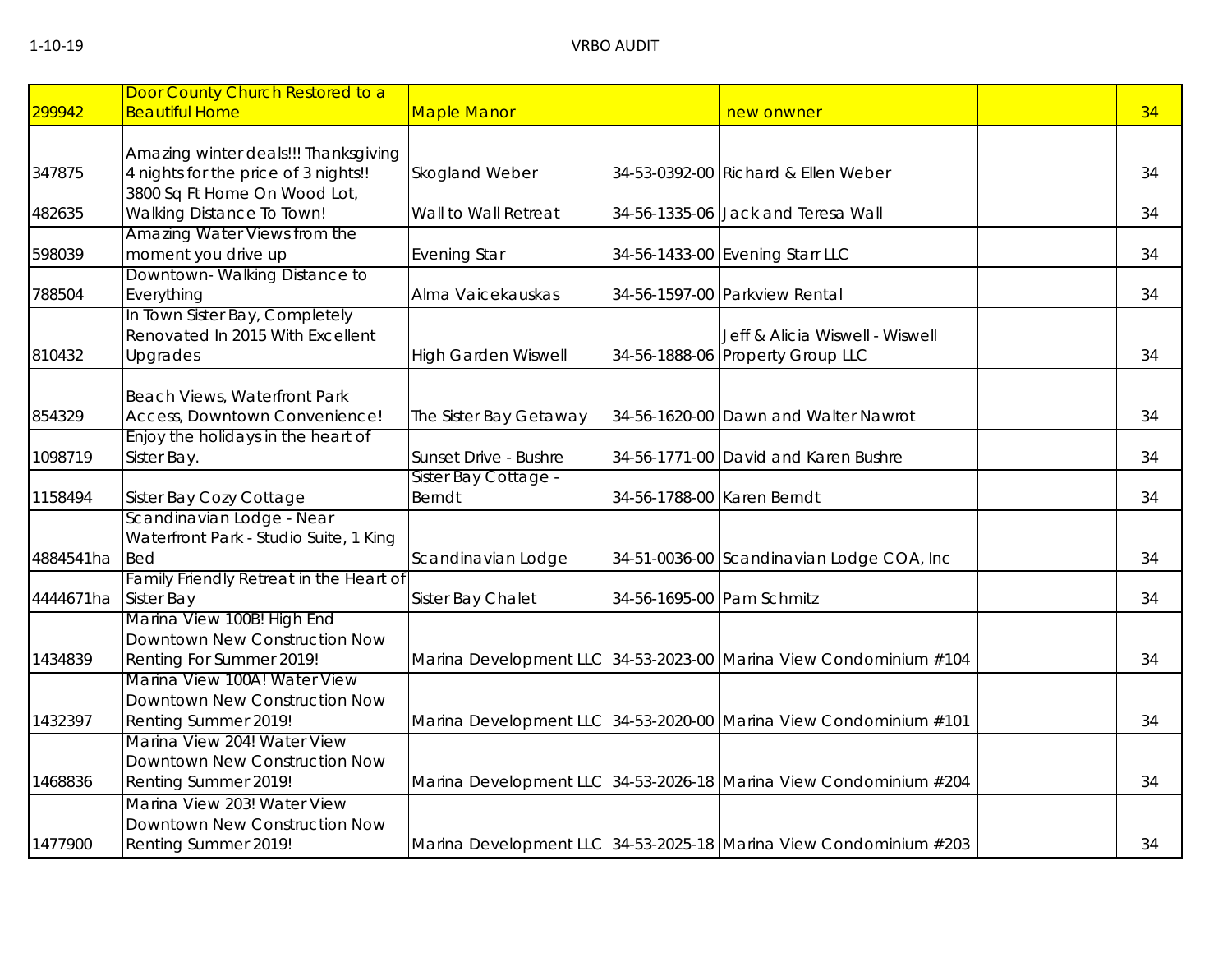| 299942 | Door County Church Restored to a Beautiful Home | Maple Manor | | new onwner | | 34 |
|---|---|---|---|---|---|---|
| 347875 | Amazing winter deals!!! Thanksgiving 4 nights for the price of 3 nights!! | Skogland Weber | 34-53-0392-00 | Richard & Ellen Weber | | 34 |
| 482635 | 3800 Sq Ft Home On Wood Lot, Walking Distance To Town! | Wall to Wall Retreat | 34-56-1335-06 | Jack and Teresa Wall | | 34 |
| 598039 | Amazing Water Views from the moment you drive up | Evening Star | 34-56-1433-00 | Evening Starr LLC | | 34 |
| 788504 | Downtown- Walking Distance to Everything | Alma Vaicekauskas | 34-56-1597-00 | Parkview Rental | | 34 |
| 810432 | In Town Sister Bay, Completely Renovated In 2015 With Excellent Upgrades | High Garden Wiswell | 34-56-1888-06 | Jeff & Alicia Wiswell - Wiswell Property Group LLC | | 34 |
| 854329 | Beach Views, Waterfront Park Access, Downtown Convenience! | The Sister Bay Getaway | 34-56-1620-00 | Dawn and Walter Nawrot | | 34 |
| 1098719 | Enjoy the holidays in the heart of Sister Bay. | Sunset Drive - Bushre | 34-56-1771-00 | David and Karen Bushre | | 34 |
| 1158494 | Sister Bay Cozy Cottage | Sister Bay Cottage - Berndt | 34-56-1788-00 | Karen Berndt | | 34 |
| 4884541ha | Scandinavian Lodge - Near Waterfront Park - Studio Suite, 1 King Bed | Scandinavian Lodge | 34-51-0036-00 | Scandinavian Lodge COA, Inc | | 34 |
| 4444671ha | Family Friendly Retreat in the Heart of Sister Bay | Sister Bay Chalet | 34-56-1695-00 | Pam Schmitz | | 34 |
| 1434839 | Marina View 100B! High End Downtown New Construction Now Renting For Summer 2019! | Marina Development LLC | 34-53-2023-00 | Marina View Condominium #104 | | 34 |
| 1432397 | Marina View 100A! Water View Downtown New Construction Now Renting Summer 2019! | Marina Development LLC | 34-53-2020-00 | Marina View Condominium #101 | | 34 |
| 1468836 | Marina View 204! Water View Downtown New Construction Now Renting Summer 2019! | Marina Development LLC | 34-53-2026-18 | Marina View Condominium #204 | | 34 |
| 1477900 | Marina View 203! Water View Downtown New Construction Now Renting Summer 2019! | Marina Development LLC | 34-53-2025-18 | Marina View Condominium #203 | | 34 |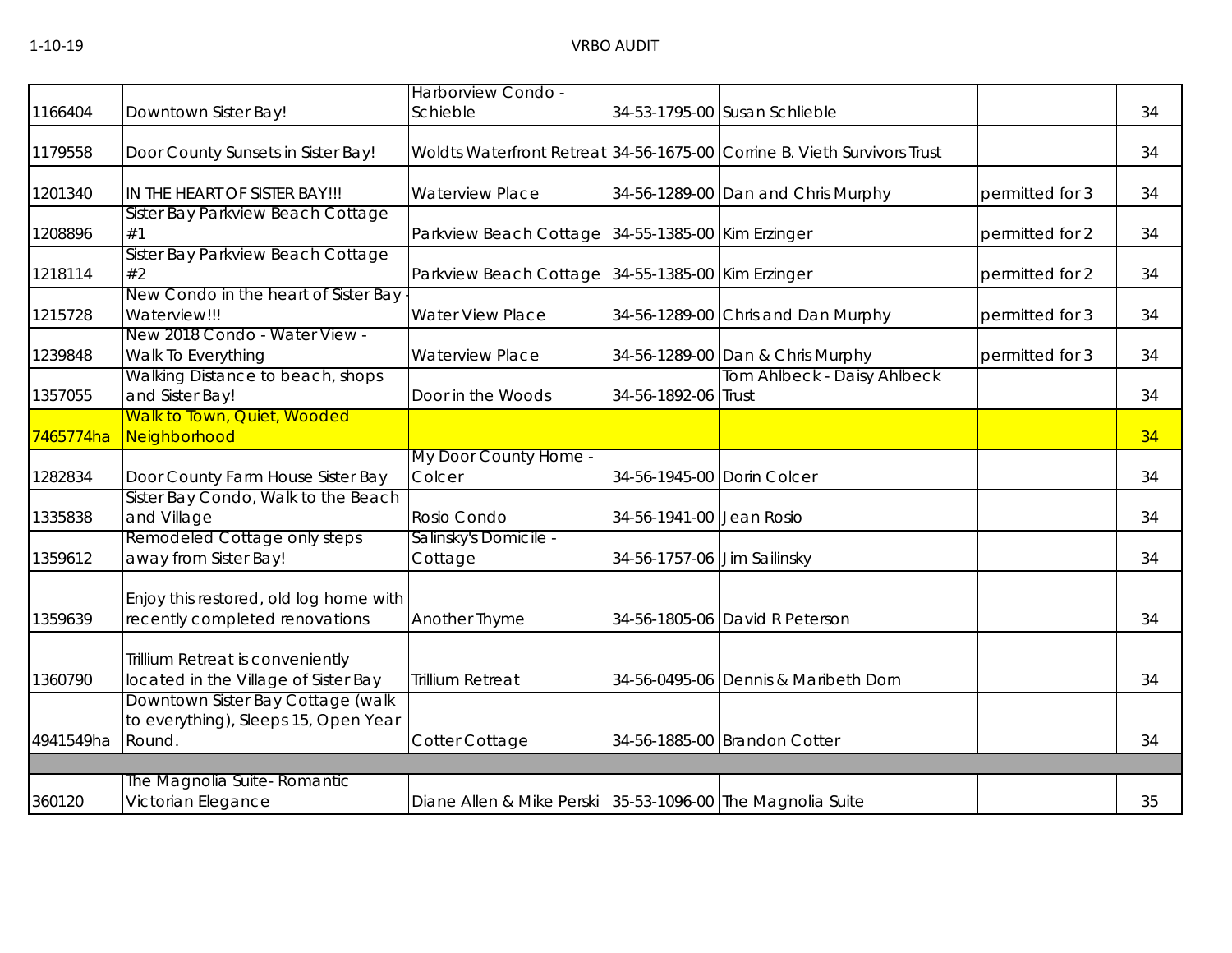| | | | | | | |
|---|---|---|---|---|---|---|
| 1166404 | Downtown Sister Bay! | Harborview Condo - Schieble | 34-53-1795-00 | Susan Schlieble | | 34 |
| 1179558 | Door County Sunsets in Sister Bay! | Woldts Waterfront Retreat | 34-56-1675-00 | Corrine B. Vieth Survivors Trust | | 34 |
| 1201340 | IN THE HEART OF SISTER BAY!!! | Waterview Place | 34-56-1289-00 | Dan and Chris Murphy | permitted for 3 | 34 |
| 1208896 | Sister Bay Parkview Beach Cottage #1 | Parkview Beach Cottage | 34-55-1385-00 | Kim Erzinger | permitted for 2 | 34 |
| 1218114 | Sister Bay Parkview Beach Cottage #2 | Parkview Beach Cottage | 34-55-1385-00 | Kim Erzinger | permitted for 2 | 34 |
| 1215728 | New Condo in the heart of Sister Bay - Waterview!!! | Water View Place | 34-56-1289-00 | Chris and Dan Murphy | permitted for 3 | 34 |
| 1239848 | New 2018 Condo - Water View - Walk To Everything | Waterview Place | 34-56-1289-00 | Dan & Chris Murphy | permitted for 3 | 34 |
| 1357055 | Walking Distance to beach, shops and Sister Bay! | Door in the Woods | 34-56-1892-06 | Tom Ahlbeck - Daisy Ahlbeck Trust | | 34 |
| 7465774ha | Walk to Town, Quiet, Wooded Neighborhood | | | | | 34 |
| 1282834 | Door County Farm House Sister Bay | My Door County Home - Colcer | 34-56-1945-00 | Dorin Colcer | | 34 |
| 1335838 | Sister Bay Condo, Walk to the Beach and Village | Rosio Condo | 34-56-1941-00 | Jean Rosio | | 34 |
| 1359612 | Remodeled Cottage only steps away from Sister Bay! | Salinsky's Domicile - Cottage | 34-56-1757-06 | Jim Sailinsky | | 34 |
| 1359639 | Enjoy this restored, old log home with recently completed renovations | Another Thyme | 34-56-1805-06 | David R Peterson | | 34 |
| 1360790 | Trillium Retreat is conveniently located in the Village of Sister Bay | Trillium Retreat | 34-56-0495-06 | Dennis & Maribeth Dorn | | 34 |
| 4941549ha | Downtown Sister Bay Cottage (walk to everything), Sleeps 15, Open Year Round. | Cotter Cottage | 34-56-1885-00 | Brandon Cotter | | 34 |
| | | | | | | |
| 360120 | The Magnolia Suite- Romantic Victorian Elegance | Diane Allen & Mike Perski | 35-53-1096-00 | The Magnolia Suite | | 35 |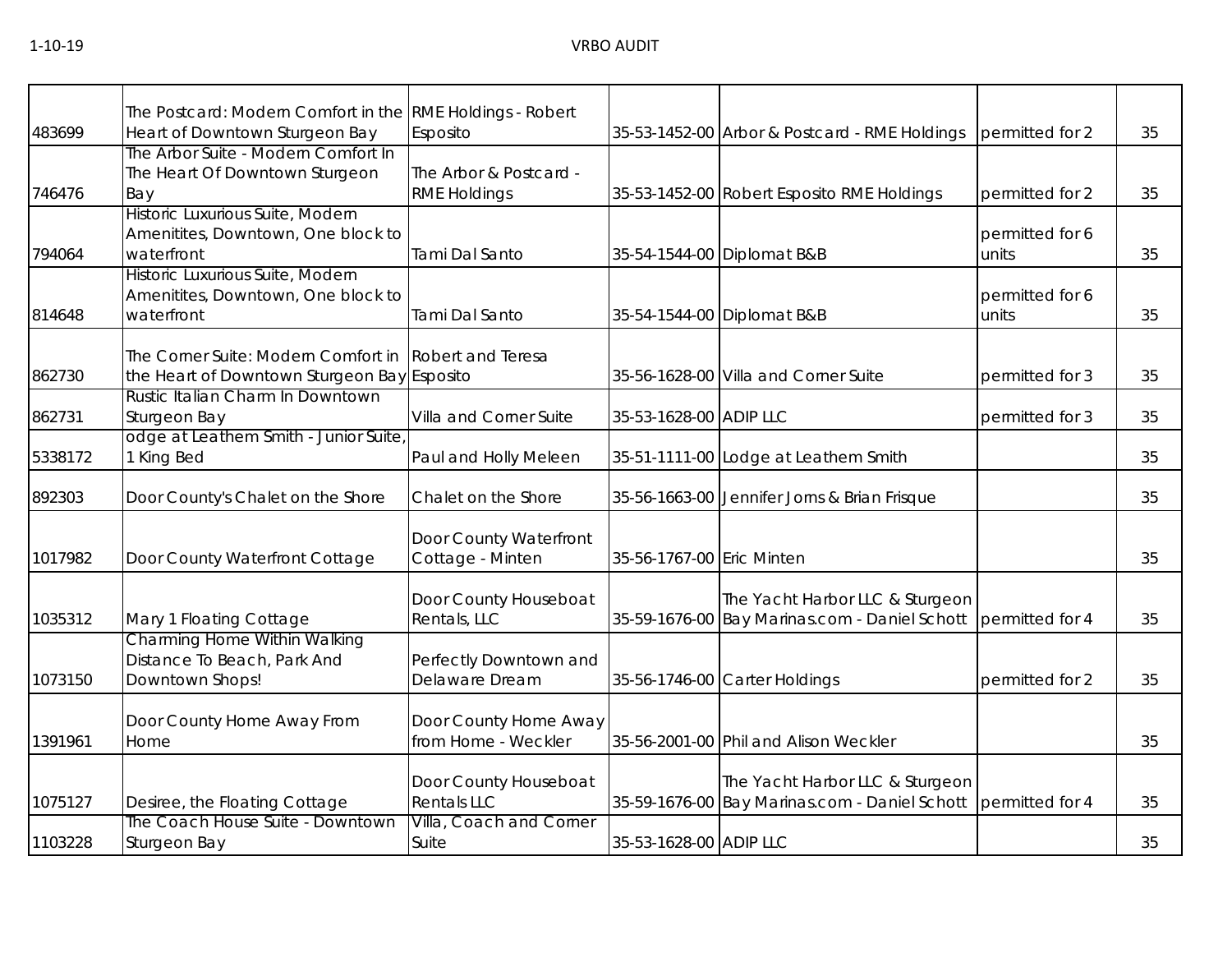| | | | | | | |
|---|---|---|---|---|---|---|
| 483699 | The Postcard: Modern Comfort in the Heart of Downtown Sturgeon Bay | RME Holdings - Robert Esposito | 35-53-1452-00 | Arbor & Postcard - RME Holdings | permitted for 2 | 35 |
| 746476 | The Arbor Suite - Modern Comfort In The Heart Of Downtown Sturgeon Bay | The Arbor & Postcard - RME Holdings | 35-53-1452-00 | Robert Esposito RME Holdings | permitted for 2 | 35 |
| 794064 | Historic Luxurious Suite, Modern Amenitites, Downtown, One block to waterfront | Tami Dal Santo | 35-54-1544-00 | Diplomat B&B | permitted for 6 units | 35 |
| 814648 | Historic Luxurious Suite, Modern Amenitites, Downtown, One block to waterfront | Tami Dal Santo | 35-54-1544-00 | Diplomat B&B | permitted for 6 units | 35 |
| 862730 | The Corner Suite: Modern Comfort in the Heart of Downtown Sturgeon Bay | Robert and Teresa Esposito | 35-56-1628-00 | Villa and Corner Suite | permitted for 3 | 35 |
| 862731 | Rustic Italian Charm In Downtown Sturgeon Bay | Villa and Corner Suite | 35-53-1628-00 | ADIP LLC | permitted for 3 | 35 |
| 5338172 | odge at Leathem Smith - Junior Suite, 1 King Bed | Paul and Holly Meleen | 35-51-1111-00 | Lodge at Leathem Smith | | 35 |
| 892303 | Door County's Chalet on the Shore | Chalet on the Shore | 35-56-1663-00 | Jennifer Jorns & Brian Frisque | | 35 |
| 1017982 | Door County Waterfront Cottage | Door County Waterfront Cottage - Minten | 35-56-1767-00 | Eric Minten | | 35 |
| 1035312 | Mary 1 Floating Cottage | Door County Houseboat Rentals, LLC | 35-59-1676-00 | The Yacht Harbor LLC & Sturgeon Bay Marinas.com - Daniel Schott | permitted for 4 | 35 |
| 1073150 | Charming Home Within Walking Distance To Beach, Park And Downtown Shops! | Perfectly Downtown and Delaware Dream | 35-56-1746-00 | Carter Holdings | permitted for 2 | 35 |
| 1391961 | Door County Home Away From Home | Door County Home Away from Home - Weckler | 35-56-2001-00 | Phil and Alison Weckler | | 35 |
| 1075127 | Desiree, the Floating Cottage | Door County Houseboat Rentals LLC | 35-59-1676-00 | The Yacht Harbor LLC & Sturgeon Bay Marinas.com - Daniel Schott | permitted for 4 | 35 |
| 1103228 | The Coach House Suite - Downtown Sturgeon Bay | Villa, Coach and Corner Suite | 35-53-1628-00 | ADIP LLC | | 35 |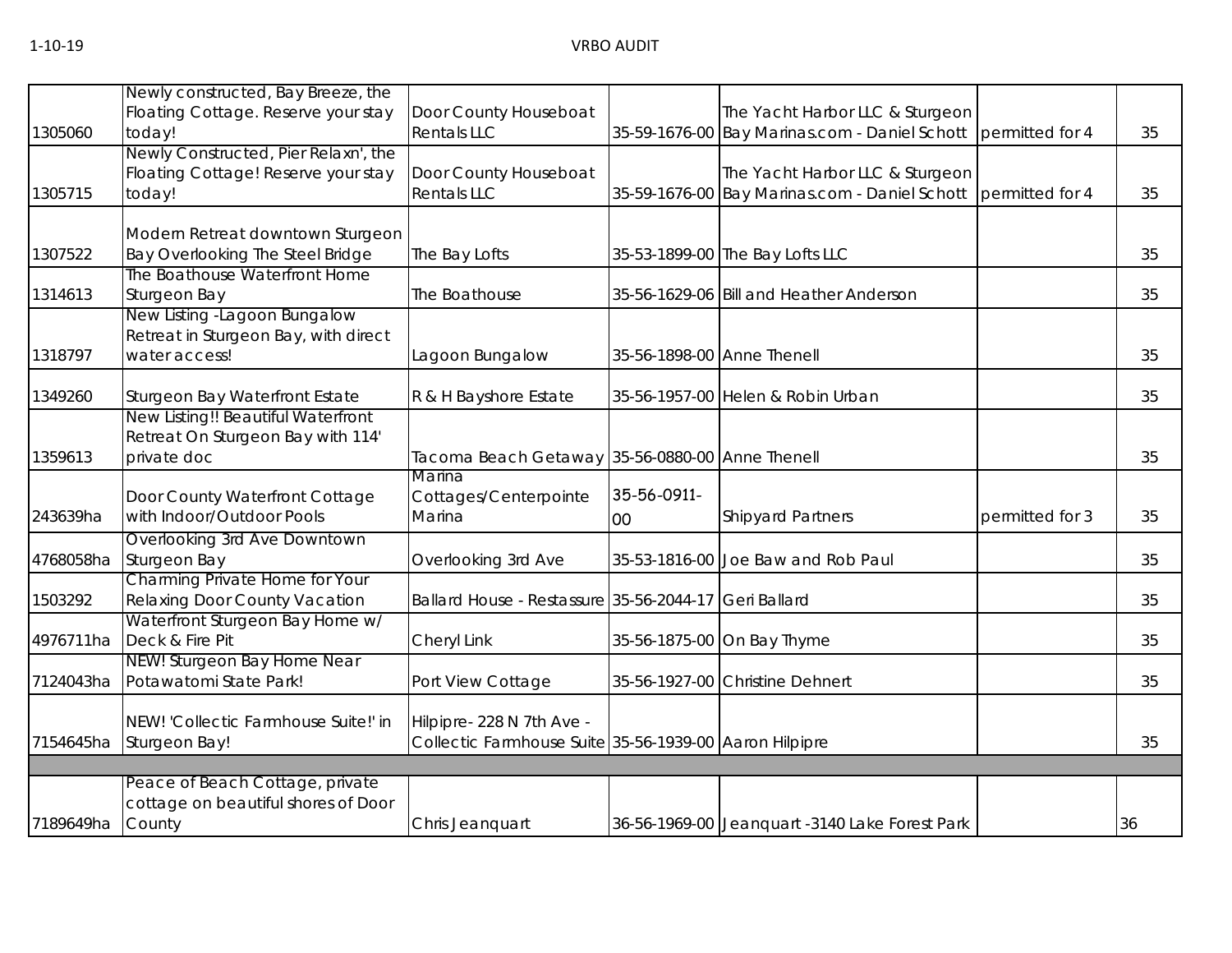| | | | | | | |
|---|---|---|---|---|---|---|
| 1305060 | Newly constructed, Bay Breeze, the Floating Cottage. Reserve your stay today! | Door County Houseboat Rentals LLC | 35-59-1676-00 | The Yacht Harbor LLC & Sturgeon Bay Marinas.com - Daniel Schott | permitted for 4 | 35 |
| 1305715 | Newly Constructed, Pier Relaxn', the Floating Cottage! Reserve your stay today! | Door County Houseboat Rentals LLC | 35-59-1676-00 | The Yacht Harbor LLC & Sturgeon Bay Marinas.com - Daniel Schott | permitted for 4 | 35 |
| 1307522 | Modern Retreat downtown Sturgeon Bay Overlooking The Steel Bridge | The Bay Lofts | 35-53-1899-00 | The Bay Lofts LLC | | 35 |
| 1314613 | The Boathouse Waterfront Home Sturgeon Bay | The Boathouse | 35-56-1629-06 | Bill and Heather Anderson | | 35 |
| 1318797 | New Listing -Lagoon Bungalow Retreat in Sturgeon Bay, with direct water access! | Lagoon Bungalow | 35-56-1898-00 | Anne Thenell | | 35 |
| 1349260 | Sturgeon Bay Waterfront Estate | R & H Bayshore Estate | 35-56-1957-00 | Helen & Robin Urban | | 35 |
| 1359613 | New Listing!! Beautiful Waterfront Retreat On Sturgeon Bay with 114' private doc | Tacoma Beach Getaway | 35-56-0880-00 | Anne Thenell | | 35 |
| 243639ha | Door County Waterfront Cottage with Indoor/Outdoor Pools | Marina Cottages/Centerpointe Marina | 35-56-0911-00 | Shipyard Partners | permitted for 3 | 35 |
| 4768058ha | Overlooking 3rd Ave Downtown Sturgeon Bay | Overlooking 3rd Ave | 35-53-1816-00 | Joe Baw and Rob Paul | | 35 |
| 1503292 | Charming Private Home for Your Relaxing Door County Vacation | Ballard House - Restassure | 35-56-2044-17 | Geri Ballard | | 35 |
| 4976711ha | Waterfront Sturgeon Bay Home w/ Deck & Fire Pit | Cheryl Link | 35-56-1875-00 | On Bay Thyme | | 35 |
| 7124043ha | NEW! Sturgeon Bay Home Near Potawatomi State Park! | Port View Cottage | 35-56-1927-00 | Christine Dehnert | | 35 |
| 7154645ha | NEW! 'Collectic Farmhouse Suite!' in Sturgeon Bay! | Hilpipre- 228 N 7th Ave - Collectic Farmhouse Suite | 35-56-1939-00 | Aaron Hilpipre | | 35 |
| | | | | | | |
| 7189649ha | Peace of Beach Cottage, private cottage on beautiful shores of Door County | Chris Jeanquart | 36-56-1969-00 | Jeanquart -3140 Lake Forest Park | | 36 |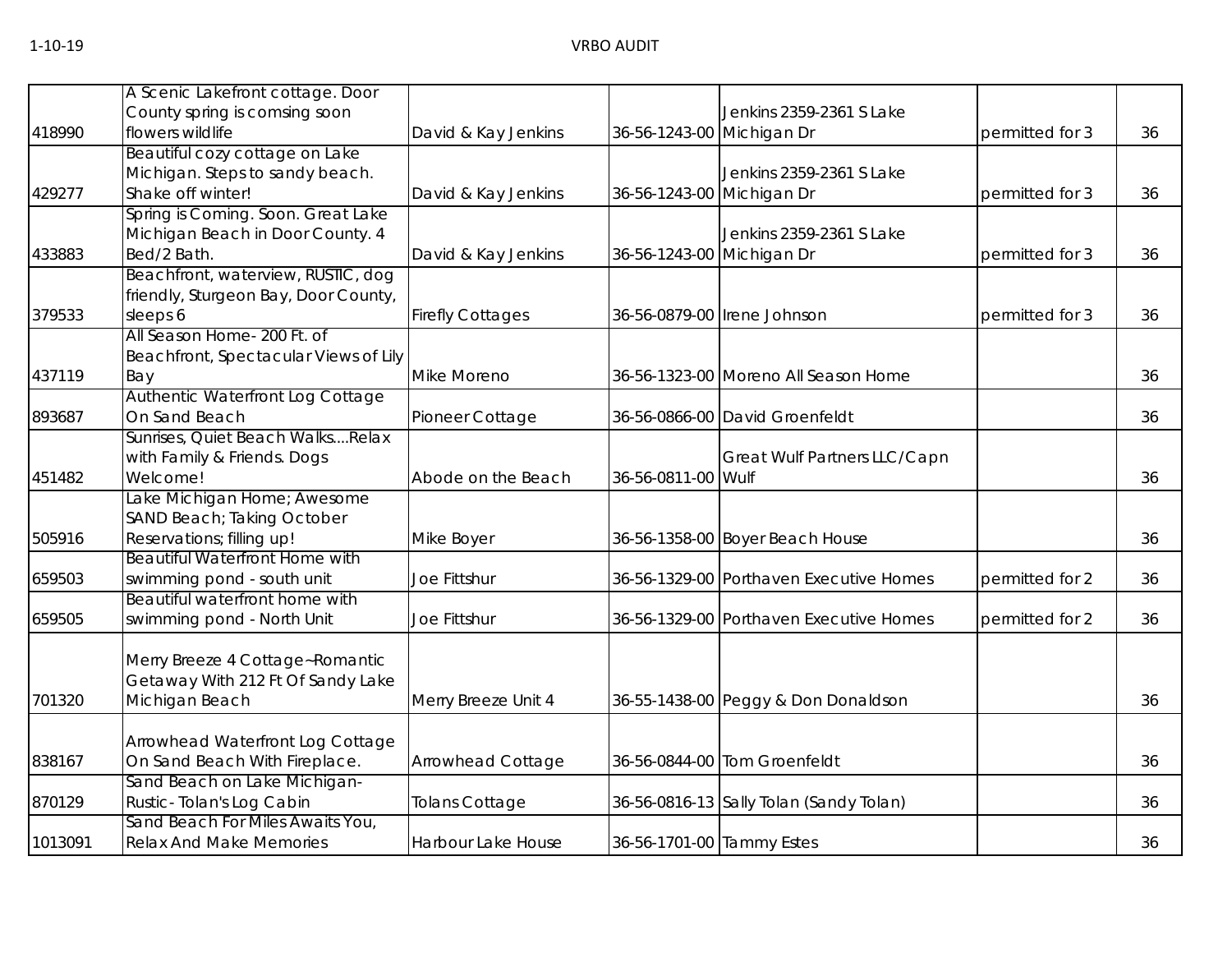| | | | | | | |
|---|---|---|---|---|---|---|
| 418990 | A Scenic Lakefront cottage. Door County spring is comsing soon flowers wildlife | David & Kay Jenkins | 36-56-1243-00 | Jenkins 2359-2361 S Lake Michigan Dr | permitted for 3 | 36 |
| 429277 | Beautiful cozy cottage on Lake Michigan. Steps to sandy beach. Shake off winter! | David & Kay Jenkins | 36-56-1243-00 | Jenkins 2359-2361 S Lake Michigan Dr | permitted for 3 | 36 |
| 433883 | Spring is Coming. Soon. Great Lake Michigan Beach in Door County. 4 Bed/2 Bath. | David & Kay Jenkins | 36-56-1243-00 | Jenkins 2359-2361 S Lake Michigan Dr | permitted for 3 | 36 |
| 379533 | Beachfront, waterview, RUSTIC, dog friendly, Sturgeon Bay, Door County, sleeps 6 | Firefly Cottages | 36-56-0879-00 | Irene Johnson | permitted for 3 | 36 |
| 437119 | All Season Home- 200 Ft. of Beachfront, Spectacular Views of Lily Bay | Mike Moreno | 36-56-1323-00 | Moreno All Season Home | | 36 |
| 893687 | Authentic Waterfront Log Cottage On Sand Beach | Pioneer Cottage | 36-56-0866-00 | David Groenfeldt | | 36 |
| 451482 | Sunrises, Quiet Beach Walks....Relax with Family & Friends. Dogs Welcome! | Abode on the Beach | 36-56-0811-00 | Great Wulf Partners LLC/Capn Wulf | | 36 |
| 505916 | Lake Michigan Home; Awesome SAND Beach; Taking October Reservations; filling up! | Mike Boyer | 36-56-1358-00 | Boyer Beach House | | 36 |
| 659503 | Beautiful Waterfront Home with swimming pond - south unit | Joe Fittshur | 36-56-1329-00 | Porthaven Executive Homes | permitted for 2 | 36 |
| 659505 | Beautiful waterfront home with swimming pond - North Unit | Joe Fittshur | 36-56-1329-00 | Porthaven Executive Homes | permitted for 2 | 36 |
| 701320 | Merry Breeze 4 Cottage~Romantic Getaway With 212 Ft Of Sandy Lake Michigan Beach | Merry Breeze Unit 4 | 36-55-1438-00 | Peggy & Don Donaldson | | 36 |
| 838167 | Arrowhead Waterfront Log Cottage On Sand Beach With Fireplace. | Arrowhead Cottage | 36-56-0844-00 | Tom Groenfeldt | | 36 |
| 870129 | Sand Beach on Lake Michigan- Rustic- Tolan's Log Cabin | Tolans Cottage | 36-56-0816-13 | Sally Tolan (Sandy Tolan) | | 36 |
| 1013091 | Sand Beach For Miles Awaits You, Relax And Make Memories | Harbour Lake House | 36-56-1701-00 | Tammy Estes | | 36 |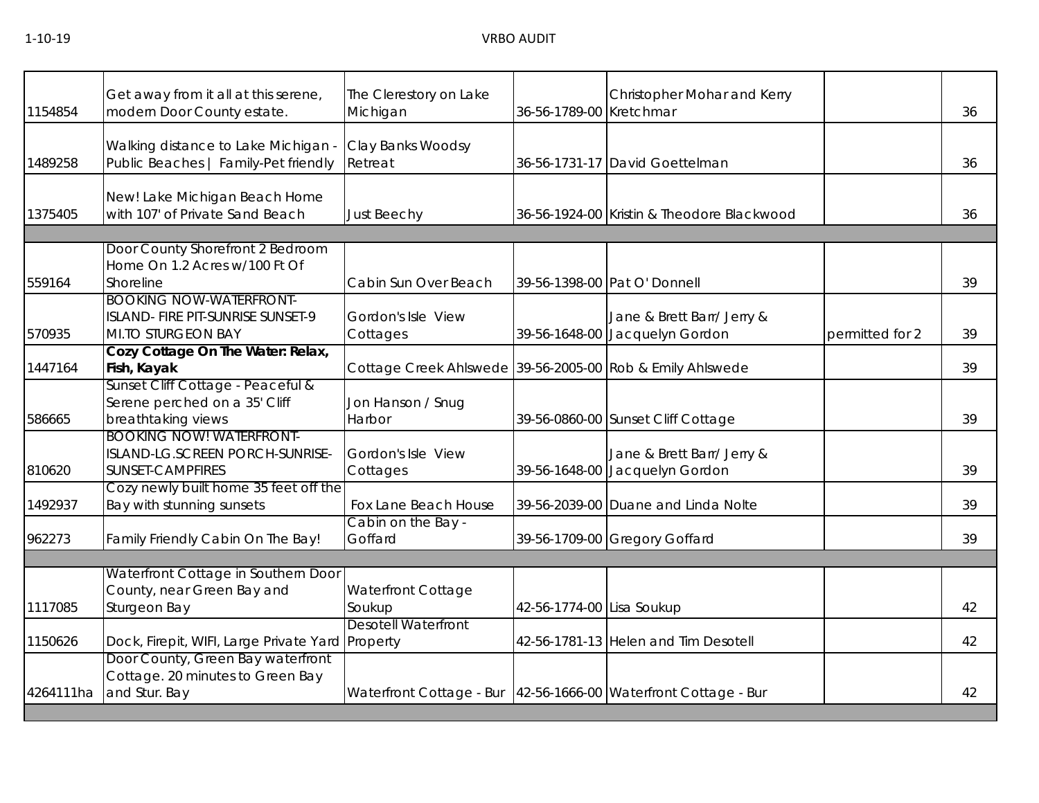| | | | | | | |
|---|---|---|---|---|---|---|
| 1154854 | Get away from it all at this serene, modern Door County estate. | The Clerestory on Lake Michigan | 36-56-1789-00 | Christopher Mohar and Kerry Kretchmar | | 36 |
| 1489258 | Walking distance to Lake Michigan - Public Beaches \| Family-Pet friendly | Clay Banks Woodsy Retreat | 36-56-1731-17 | David Goettelman | | 36 |
| 1375405 | New! Lake Michigan Beach Home with 107' of Private Sand Beach | Just Beechy | 36-56-1924-00 | Kristin & Theodore Blackwood | | 36 |
| | | | | | | |
| 559164 | Door County Shorefront 2 Bedroom Home On 1.2 Acres w/100 Ft Of Shoreline | Cabin Sun Over Beach | 39-56-1398-00 | Pat O' Donnell | | 39 |
| 570935 | BOOKING NOW-WATERFRONT-ISLAND- FIRE PIT-SUNRISE SUNSET-9 MI.TO STURGEON BAY | Gordon's Isle View Cottages | 39-56-1648-00 | Jane & Brett Barr/ Jerry & Jacquelyn Gordon | permitted for 2 | 39 |
| 1447164 | **Cozy Cottage On The Water: Relax, Fish, Kayak** | Cottage Creek Ahlswede | 39-56-2005-00 | Rob & Emily Ahlswede | | 39 |
| 586665 | Sunset Cliff Cottage - Peaceful & Serene perched on a 35' Cliff breathtaking views | Jon Hanson / Snug Harbor | 39-56-0860-00 | Sunset Cliff Cottage | | 39 |
| 810620 | BOOKING NOW! WATERFRONT-ISLAND-LG.SCREEN PORCH-SUNRISE-SUNSET-CAMPFIRES | Gordon's Isle View Cottages | 39-56-1648-00 | Jane & Brett Barr/ Jerry & Jacquelyn Gordon | | 39 |
| 1492937 | Cozy newly built home 35 feet off the Bay with stunning sunsets | Fox Lane Beach House | 39-56-2039-00 | Duane and Linda Nolte | | 39 |
| 962273 | Family Friendly Cabin On The Bay! | Cabin on the Bay - Goffard | 39-56-1709-00 | Gregory Goffard | | 39 |
| | | | | | | |
| 1117085 | Waterfront Cottage in Southern Door County, near Green Bay and Sturgeon Bay | Waterfront Cottage Soukup | 42-56-1774-00 | Lisa Soukup | | 42 |
| 1150626 | Dock, Firepit, WIFI, Large Private Yard | Desotell Waterfront Property | 42-56-1781-13 | Helen and Tim Desotell | | 42 |
| 4264111ha | Door County, Green Bay waterfront Cottage. 20 minutes to Green Bay and Stur. Bay | Waterfront Cottage - Bur | 42-56-1666-00 | Waterfront Cottage - Bur | | 42 |
| | | | | | | |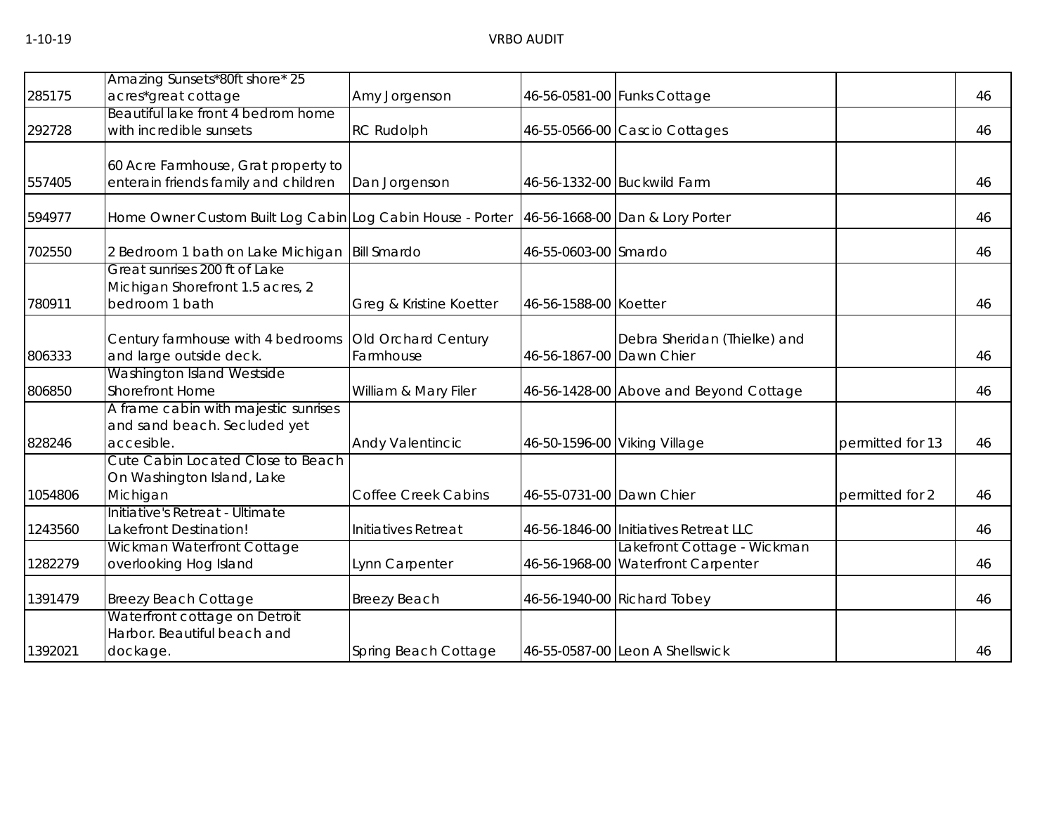| | | | | | | |
|---|---|---|---|---|---|---|
| 285175 | Amazing Sunsets*80ft shore* 25 acres*great cottage | Amy Jorgenson | 46-56-0581-00 | Funks Cottage | | 46 |
| 292728 | Beautiful lake front 4 bedrom home with incredible sunsets | RC Rudolph | 46-55-0566-00 | Cascio Cottages | | 46 |
| 557405 | 60 Acre Farmhouse, Grat property to enterain friends family and children | Dan Jorgenson | 46-56-1332-00 | Buckwild Farm | | 46 |
| 594977 | Home Owner Custom Built Log Cabin | Log Cabin House - Porter | 46-56-1668-00 | Dan & Lory Porter | | 46 |
| 702550 | 2 Bedroom 1 bath on Lake Michigan | Bill Smardo | 46-55-0603-00 | Smardo | | 46 |
| 780911 | Great sunrises 200 ft of Lake Michigan Shorefront 1.5 acres, 2 bedroom 1 bath | Greg & Kristine Koetter | 46-56-1588-00 | Koetter | | 46 |
| 806333 | Century farmhouse with 4 bedrooms and large outside deck. | Old Orchard Century Farmhouse | 46-56-1867-00 | Debra Sheridan (Thielke) and Dawn Chier | | 46 |
| 806850 | Washington Island Westside Shorefront Home | William & Mary Filer | 46-56-1428-00 | Above and Beyond Cottage | | 46 |
| 828246 | A frame cabin with majestic sunrises and sand beach. Secluded yet accesible. | Andy Valentincic | 46-50-1596-00 | Viking Village | permitted for 13 | 46 |
| 1054806 | Cute Cabin Located Close to Beach On Washington Island, Lake Michigan | Coffee Creek Cabins | 46-55-0731-00 | Dawn Chier | permitted for 2 | 46 |
| 1243560 | Initiative's Retreat - Ultimate Lakefront Destination! | Initiatives Retreat | 46-56-1846-00 | Initiatives Retreat LLC | | 46 |
| 1282279 | Wickman Waterfront Cottage overlooking Hog Island | Lynn Carpenter | 46-56-1968-00 | Lakefront Cottage - Wickman Waterfront Carpenter | | 46 |
| 1391479 | Breezy Beach Cottage | Breezy Beach | 46-56-1940-00 | Richard Tobey | | 46 |
| 1392021 | Waterfront cottage on Detroit Harbor. Beautiful beach and dockage. | Spring Beach Cottage | 46-55-0587-00 | Leon A Shellswick | | 46 |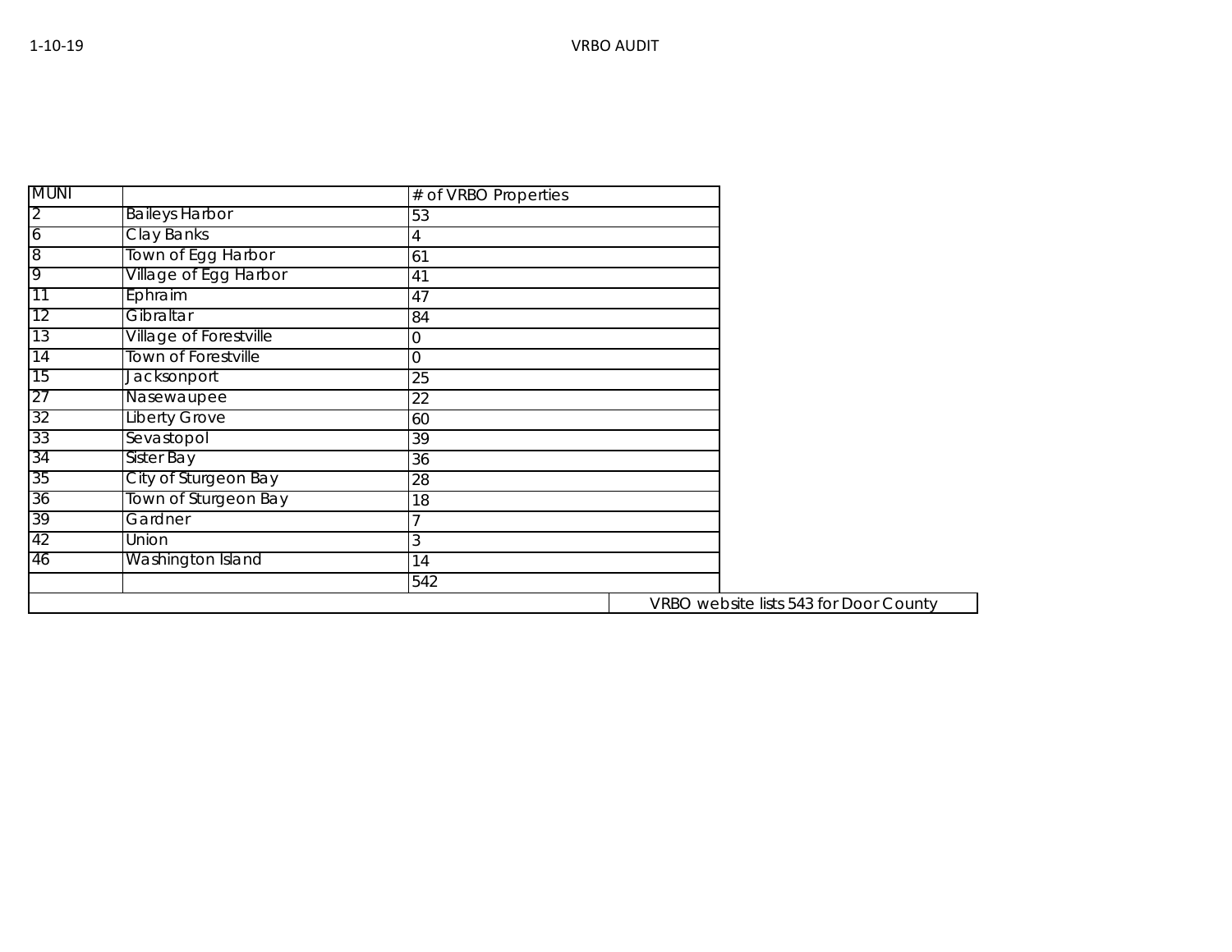1-10-19

VRBO AUDIT

| MUNI | | # of VRBO Properties |
|---|---|---|
| 2 | Baileys Harbor | 53 |
| 6 | Clay Banks | 4 |
| 8 | Town of Egg Harbor | 61 |
| 9 | Village of Egg Harbor | 41 |
| 11 | Ephraim | 47 |
| 12 | Gibraltar | 84 |
| 13 | Village of Forestville | 0 |
| 14 | Town of Forestville | 0 |
| 15 | Jacksonport | 25 |
| 27 | Nasewaupee | 22 |
| 32 | Liberty Grove | 60 |
| 33 | Sevastopol | 39 |
| 34 | Sister Bay | 36 |
| 35 | City of Sturgeon Bay | 28 |
| 36 | Town of Sturgeon Bay | 18 |
| 39 | Gardner | 7 |
| 42 | Union | 3 |
| 46 | Washington Island | 14 |
| | | 542 |

VRBO website lists 543 for Door County